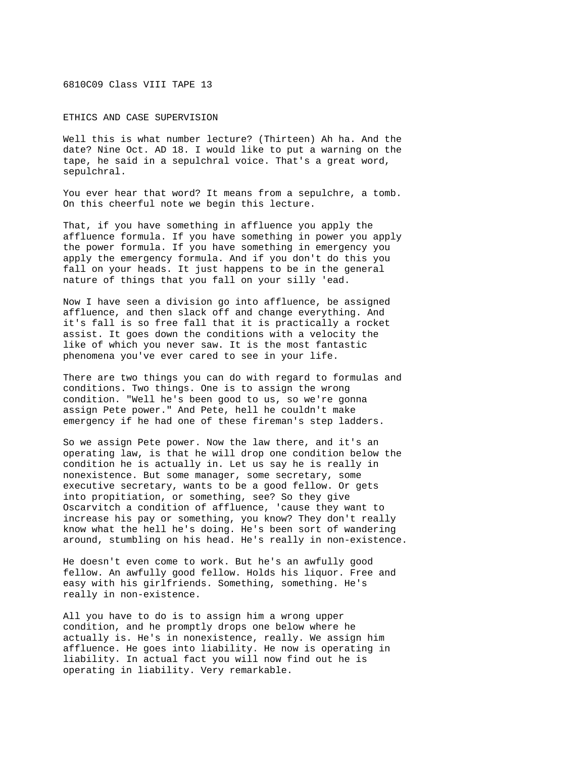6810C09 Class VIII TAPE 13

ETHICS AND CASE SUPERVISION

Well this is what number lecture? (Thirteen) Ah ha. And the date? Nine Oct. AD 18. I would like to put a warning on the tape, he said in a sepulchral voice. That's a great word, sepulchral.

You ever hear that word? It means from a sepulchre, a tomb. On this cheerful note we begin this lecture.

That, if you have something in affluence you apply the affluence formula. If you have something in power you apply the power formula. If you have something in emergency you apply the emergency formula. And if you don't do this you fall on your heads. It just happens to be in the general nature of things that you fall on your silly 'ead.

Now I have seen a division go into affluence, be assigned affluence, and then slack off and change everything. And it's fall is so free fall that it is practically a rocket assist. It goes down the conditions with a velocity the like of which you never saw. It is the most fantastic phenomena you've ever cared to see in your life.

There are two things you can do with regard to formulas and conditions. Two things. One is to assign the wrong condition. "Well he's been good to us, so we're gonna assign Pete power." And Pete, hell he couldn't make emergency if he had one of these fireman's step ladders.

So we assign Pete power. Now the law there, and it's an operating law, is that he will drop one condition below the condition he is actually in. Let us say he is really in nonexistence. But some manager, some secretary, some executive secretary, wants to be a good fellow. Or gets into propitiation, or something, see? So they give Oscarvitch a condition of affluence, 'cause they want to increase his pay or something, you know? They don't really know what the hell he's doing. He's been sort of wandering around, stumbling on his head. He's really in non-existence.

He doesn't even come to work. But he's an awfully good fellow. An awfully good fellow. Holds his liquor. Free and easy with his girlfriends. Something, something. He's really in non-existence.

All you have to do is to assign him a wrong upper condition, and he promptly drops one below where he actually is. He's in nonexistence, really. We assign him affluence. He goes into liability. He now is operating in liability. In actual fact you will now find out he is operating in liability. Very remarkable.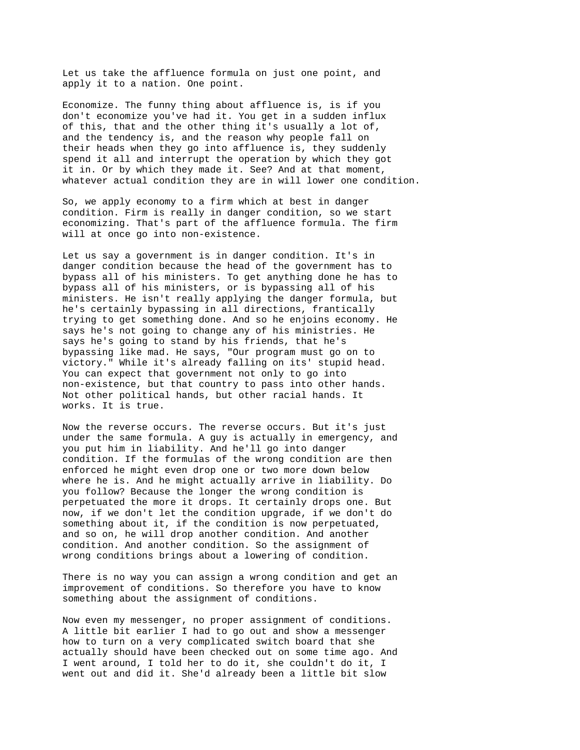Let us take the affluence formula on just one point, and apply it to a nation. One point.

Economize. The funny thing about affluence is, is if you don't economize you've had it. You get in a sudden influx of this, that and the other thing it's usually a lot of, and the tendency is, and the reason why people fall on their heads when they go into affluence is, they suddenly spend it all and interrupt the operation by which they got it in. Or by which they made it. See? And at that moment, whatever actual condition they are in will lower one condition.

So, we apply economy to a firm which at best in danger condition. Firm is really in danger condition, so we start economizing. That's part of the affluence formula. The firm will at once go into non-existence.

Let us say a government is in danger condition. It's in danger condition because the head of the government has to bypass all of his ministers. To get anything done he has to bypass all of his ministers, or is bypassing all of his ministers. He isn't really applying the danger formula, but he's certainly bypassing in all directions, frantically trying to get something done. And so he enjoins economy. He says he's not going to change any of his ministries. He says he's going to stand by his friends, that he's bypassing like mad. He says, "Our program must go on to victory." While it's already falling on its' stupid head. You can expect that government not only to go into non-existence, but that country to pass into other hands. Not other political hands, but other racial hands. It works. It is true.

Now the reverse occurs. The reverse occurs. But it's just under the same formula. A guy is actually in emergency, and you put him in liability. And he'll go into danger condition. If the formulas of the wrong condition are then enforced he might even drop one or two more down below where he is. And he might actually arrive in liability. Do you follow? Because the longer the wrong condition is perpetuated the more it drops. It certainly drops one. But now, if we don't let the condition upgrade, if we don't do something about it, if the condition is now perpetuated, and so on, he will drop another condition. And another condition. And another condition. So the assignment of wrong conditions brings about a lowering of condition.

There is no way you can assign a wrong condition and get an improvement of conditions. So therefore you have to know something about the assignment of conditions.

Now even my messenger, no proper assignment of conditions. A little bit earlier I had to go out and show a messenger how to turn on a very complicated switch board that she actually should have been checked out on some time ago. And I went around, I told her to do it, she couldn't do it, I went out and did it. She'd already been a little bit slow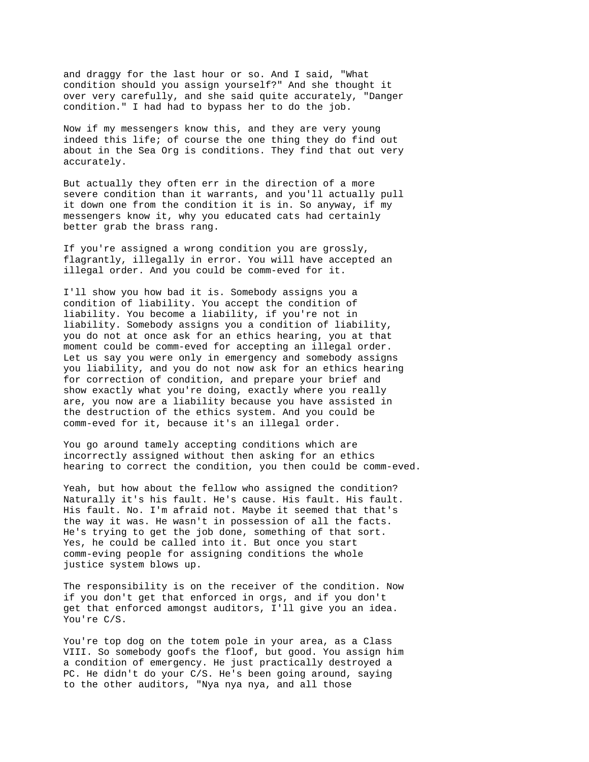and draggy for the last hour or so. And I said, "What condition should you assign yourself?" And she thought it over very carefully, and she said quite accurately, "Danger condition." I had had to bypass her to do the job.

Now if my messengers know this, and they are very young indeed this life; of course the one thing they do find out about in the Sea Org is conditions. They find that out very accurately.

But actually they often err in the direction of a more severe condition than it warrants, and you'll actually pull it down one from the condition it is in. So anyway, if my messengers know it, why you educated cats had certainly better grab the brass rang.

If you're assigned a wrong condition you are grossly, flagrantly, illegally in error. You will have accepted an illegal order. And you could be comm-eved for it.

I'll show you how bad it is. Somebody assigns you a condition of liability. You accept the condition of liability. You become a liability, if you're not in liability. Somebody assigns you a condition of liability, you do not at once ask for an ethics hearing, you at that moment could be comm-eved for accepting an illegal order. Let us say you were only in emergency and somebody assigns you liability, and you do not now ask for an ethics hearing for correction of condition, and prepare your brief and show exactly what you're doing, exactly where you really are, you now are a liability because you have assisted in the destruction of the ethics system. And you could be comm-eved for it, because it's an illegal order.

You go around tamely accepting conditions which are incorrectly assigned without then asking for an ethics hearing to correct the condition, you then could be comm-eved.

Yeah, but how about the fellow who assigned the condition? Naturally it's his fault. He's cause. His fault. His fault. His fault. No. I'm afraid not. Maybe it seemed that that's the way it was. He wasn't in possession of all the facts. He's trying to get the job done, something of that sort. Yes, he could be called into it. But once you start comm-eving people for assigning conditions the whole justice system blows up.

The responsibility is on the receiver of the condition. Now if you don't get that enforced in orgs, and if you don't get that enforced amongst auditors, I'll give you an idea. You're C/S.

You're top dog on the totem pole in your area, as a Class VIII. So somebody goofs the floof, but good. You assign him a condition of emergency. He just practically destroyed a PC. He didn't do your C/S. He's been going around, saying to the other auditors, "Nya nya nya, and all those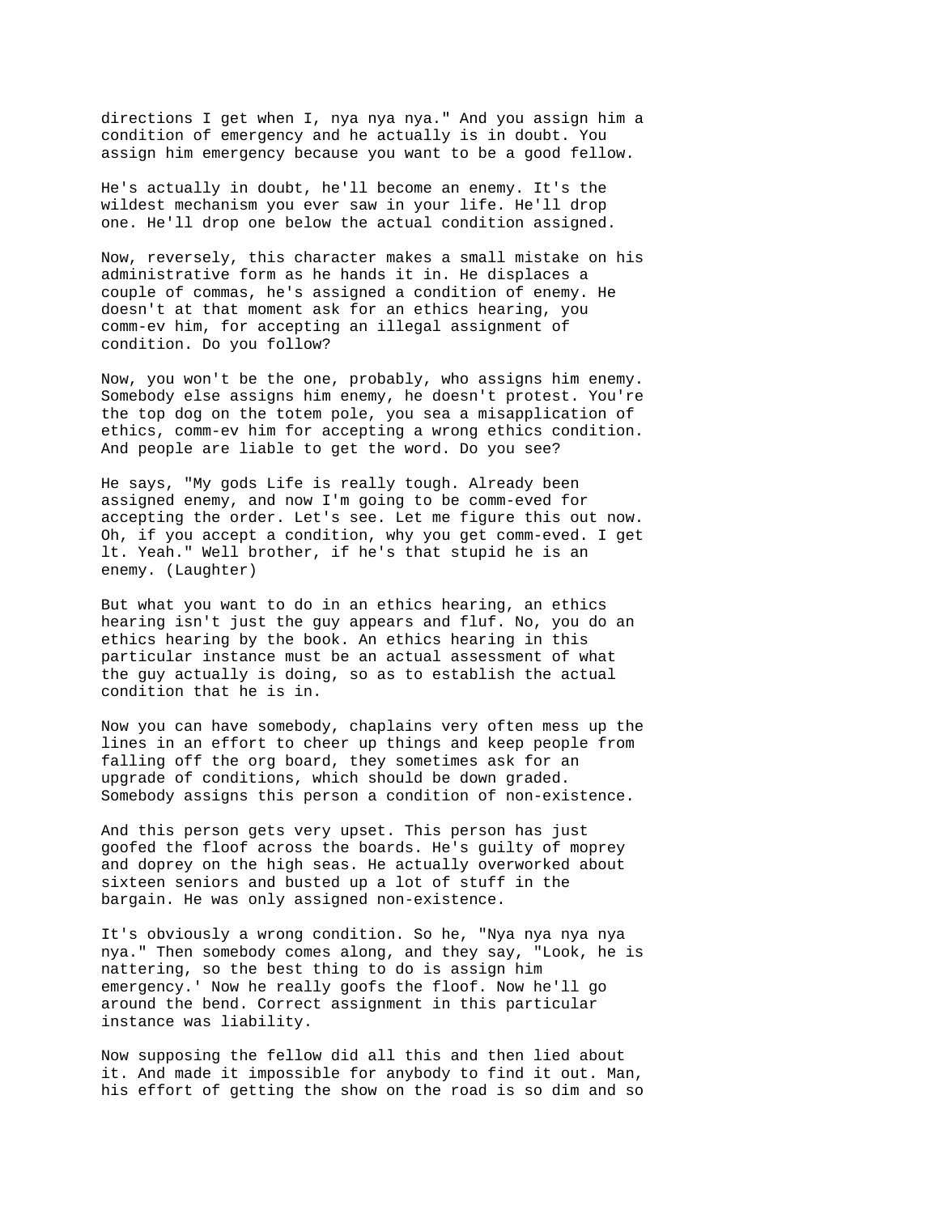directions I get when I, nya nya nya." And you assign him a condition of emergency and he actually is in doubt. You assign him emergency because you want to be a good fellow.

He's actually in doubt, he'll become an enemy. It's the wildest mechanism you ever saw in your life. He'll drop one. He'll drop one below the actual condition assigned.

Now, reversely, this character makes a small mistake on his administrative form as he hands it in. He displaces a couple of commas, he's assigned a condition of enemy. He doesn't at that moment ask for an ethics hearing, you comm-ev him, for accepting an illegal assignment of condition. Do you follow?

Now, you won't be the one, probably, who assigns him enemy. Somebody else assigns him enemy, he doesn't protest. You're the top dog on the totem pole, you sea a misapplication of ethics, comm-ev him for accepting a wrong ethics condition. And people are liable to get the word. Do you see?

He says, "My gods Life is really tough. Already been assigned enemy, and now I'm going to be comm-eved for accepting the order. Let's see. Let me figure this out now. Oh, if you accept a condition, why you get comm-eved. I get lt. Yeah." Well brother, if he's that stupid he is an enemy. (Laughter)

But what you want to do in an ethics hearing, an ethics hearing isn't just the guy appears and fluf. No, you do an ethics hearing by the book. An ethics hearing in this particular instance must be an actual assessment of what the guy actually is doing, so as to establish the actual condition that he is in.

Now you can have somebody, chaplains very often mess up the lines in an effort to cheer up things and keep people from falling off the org board, they sometimes ask for an upgrade of conditions, which should be down graded. Somebody assigns this person a condition of non-existence.

And this person gets very upset. This person has just goofed the floof across the boards. He's guilty of moprey and doprey on the high seas. He actually overworked about sixteen seniors and busted up a lot of stuff in the bargain. He was only assigned non-existence.

It's obviously a wrong condition. So he, "Nya nya nya nya nya." Then somebody comes along, and they say, "Look, he is nattering, so the best thing to do is assign him emergency.' Now he really goofs the floof. Now he'll go around the bend. Correct assignment in this particular instance was liability.

Now supposing the fellow did all this and then lied about it. And made it impossible for anybody to find it out. Man, his effort of getting the show on the road is so dim and so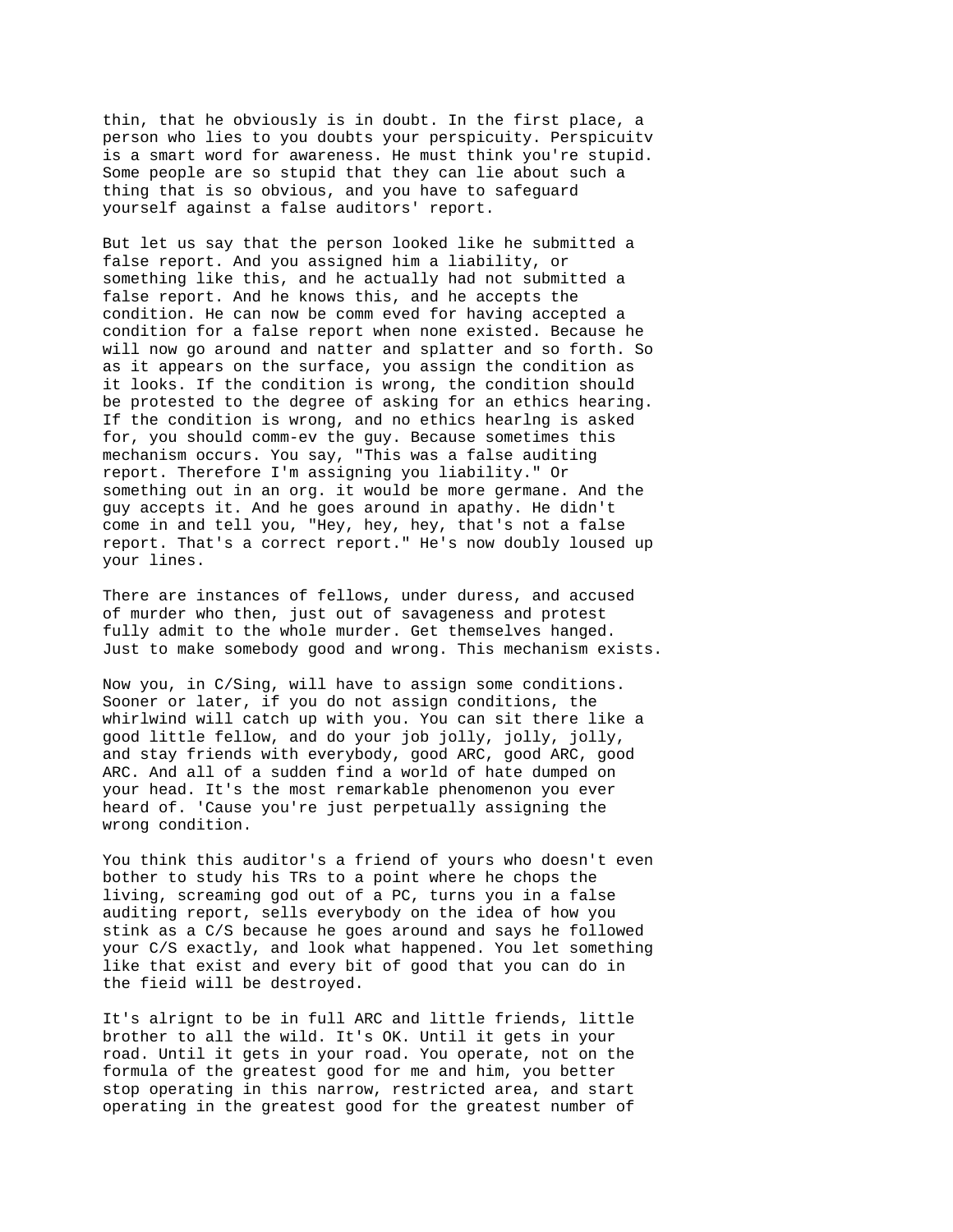thin, that he obviously is in doubt. In the first place, a person who lies to you doubts your perspicuity. Perspicuitv is a smart word for awareness. He must think you're stupid. Some people are so stupid that they can lie about such a thing that is so obvious, and you have to safeguard yourself against a false auditors' report.

But let us say that the person looked like he submitted a false report. And you assigned him a liability, or something like this, and he actually had not submitted a false report. And he knows this, and he accepts the condition. He can now be comm eved for having accepted a condition for a false report when none existed. Because he will now go around and natter and splatter and so forth. So as it appears on the surface, you assign the condition as it looks. If the condition is wrong, the condition should be protested to the degree of asking for an ethics hearing. If the condition is wrong, and no ethics hearlng is asked for, you should comm-ev the guy. Because sometimes this mechanism occurs. You say, "This was a false auditing report. Therefore I'm assigning you liability." Or something out in an org. it would be more germane. And the guy accepts it. And he goes around in apathy. He didn't come in and tell you, "Hey, hey, hey, that's not a false report. That's a correct report." He's now doubly loused up your lines.

There are instances of fellows, under duress, and accused of murder who then, just out of savageness and protest fully admit to the whole murder. Get themselves hanged. Just to make somebody good and wrong. This mechanism exists.

Now you, in C/Sing, will have to assign some conditions. Sooner or later, if you do not assign conditions, the whirlwind will catch up with you. You can sit there like a good little fellow, and do your job jolly, jolly, jolly, and stay friends with everybody, good ARC, good ARC, good ARC. And all of a sudden find a world of hate dumped on your head. It's the most remarkable phenomenon you ever heard of. 'Cause you're just perpetually assigning the wrong condition.

You think this auditor's a friend of yours who doesn't even bother to study his TRs to a point where he chops the living, screaming god out of a PC, turns you in a false auditing report, sells everybody on the idea of how you stink as a C/S because he goes around and says he followed your C/S exactly, and look what happened. You let something like that exist and every bit of good that you can do in the fieid will be destroyed.

It's alrignt to be in full ARC and little friends, little brother to all the wild. It's OK. Until it gets in your road. Until it gets in your road. You operate, not on the formula of the greatest good for me and him, you better stop operating in this narrow, restricted area, and start operating in the greatest good for the greatest number of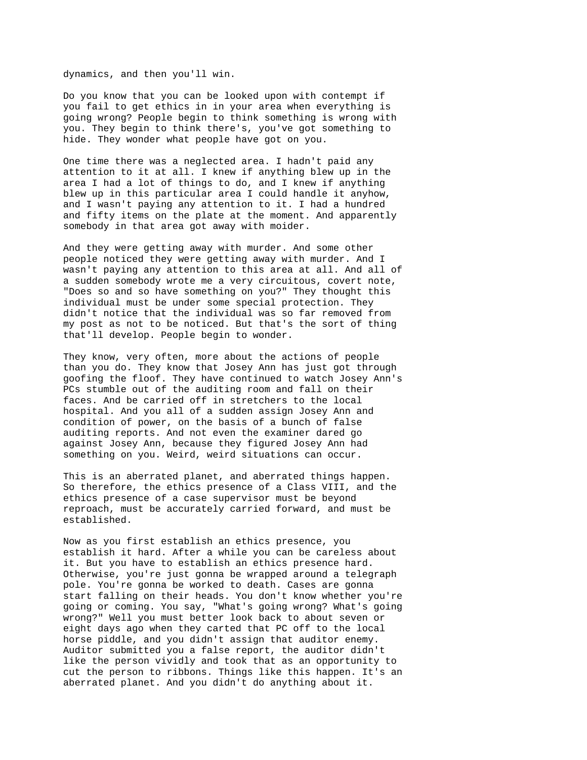dynamics, and then you'll win.

Do you know that you can be looked upon with contempt if you fail to get ethics in in your area when everything is going wrong? People begin to think something is wrong with you. They begin to think there's, you've got something to hide. They wonder what people have got on you.

One time there was a neglected area. I hadn't paid any attention to it at all. I knew if anything blew up in the area I had a lot of things to do, and I knew if anything blew up in this particular area I could handle it anyhow, and I wasn't paying any attention to it. I had a hundred and fifty items on the plate at the moment. And apparently somebody in that area got away with moider.

And they were getting away with murder. And some other people noticed they were getting away with murder. And I wasn't paying any attention to this area at all. And all of a sudden somebody wrote me a very circuitous, covert note, "Does so and so have something on you?" They thought this individual must be under some special protection. They didn't notice that the individual was so far removed from my post as not to be noticed. But that's the sort of thing that'll develop. People begin to wonder.

They know, very often, more about the actions of people than you do. They know that Josey Ann has just got through goofing the floof. They have continued to watch Josey Ann's PCs stumble out of the auditing room and fall on their faces. And be carried off in stretchers to the local hospital. And you all of a sudden assign Josey Ann and condition of power, on the basis of a bunch of false auditing reports. And not even the examiner dared go against Josey Ann, because they figured Josey Ann had something on you. Weird, weird situations can occur.

This is an aberrated planet, and aberrated things happen. So therefore, the ethics presence of a Class VIII, and the ethics presence of a case supervisor must be beyond reproach, must be accurately carried forward, and must be established.

Now as you first establish an ethics presence, you establish it hard. After a while you can be careless about it. But you have to establish an ethics presence hard. Otherwise, you're just gonna be wrapped around a telegraph pole. You're gonna be worked to death. Cases are gonna start falling on their heads. You don't know whether you're going or coming. You say, "What's going wrong? What's going wrong?" Well you must better look back to about seven or eight days ago when they carted that PC off to the local horse piddle, and you didn't assign that auditor enemy. Auditor submitted you a false report, the auditor didn't like the person vividly and took that as an opportunity to cut the person to ribbons. Things like this happen. It's an aberrated planet. And you didn't do anything about it.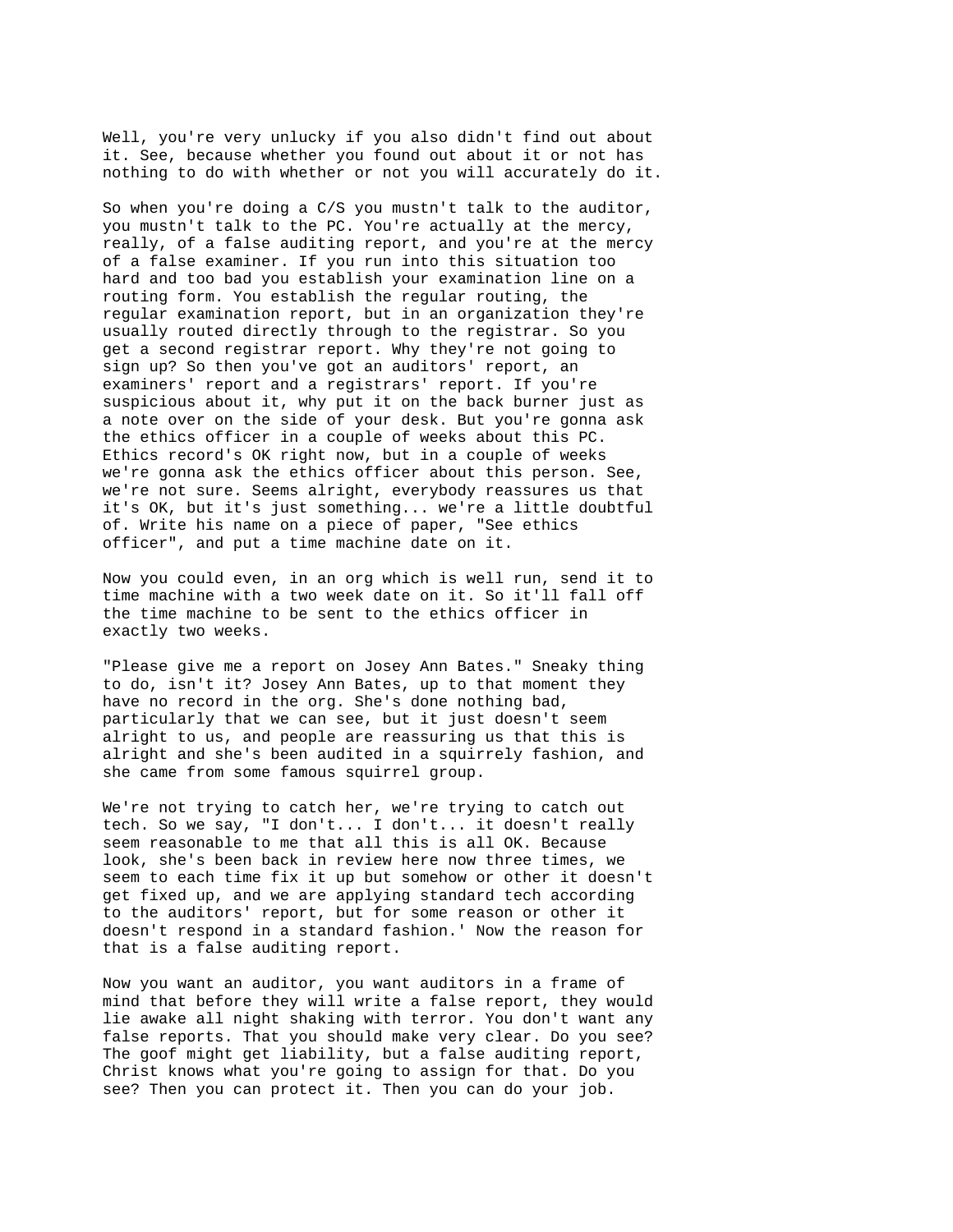Well, you're very unlucky if you also didn't find out about it. See, because whether you found out about it or not has nothing to do with whether or not you will accurately do it.

So when you're doing a C/S you mustn't talk to the auditor, you mustn't talk to the PC. You're actually at the mercy, really, of a false auditing report, and you're at the mercy of a false examiner. If you run into this situation too hard and too bad you establish your examination line on a routing form. You establish the regular routing, the regular examination report, but in an organization they're usually routed directly through to the registrar. So you get a second registrar report. Why they're not going to sign up? So then you've got an auditors' report, an examiners' report and a registrars' report. If you're suspicious about it, why put it on the back burner just as a note over on the side of your desk. But you're gonna ask the ethics officer in a couple of weeks about this PC. Ethics record's OK right now, but in a couple of weeks we're gonna ask the ethics officer about this person. See, we're not sure. Seems alright, everybody reassures us that it's OK, but it's just something... we're a little doubtful of. Write his name on a piece of paper, "See ethics officer", and put a time machine date on it.

Now you could even, in an org which is well run, send it to time machine with a two week date on it. So it'll fall off the time machine to be sent to the ethics officer in exactly two weeks.

"Please give me a report on Josey Ann Bates." Sneaky thing to do, isn't it? Josey Ann Bates, up to that moment they have no record in the org. She's done nothing bad, particularly that we can see, but it just doesn't seem alright to us, and people are reassuring us that this is alright and she's been audited in a squirrely fashion, and she came from some famous squirrel group.

We're not trying to catch her, we're trying to catch out tech. So we say, "I don't... I don't... it doesn't really seem reasonable to me that all this is all OK. Because look, she's been back in review here now three times, we seem to each time fix it up but somehow or other it doesn't get fixed up, and we are applying standard tech according to the auditors' report, but for some reason or other it doesn't respond in a standard fashion.' Now the reason for that is a false auditing report.

Now you want an auditor, you want auditors in a frame of mind that before they will write a false report, they would lie awake all night shaking with terror. You don't want any false reports. That you should make very clear. Do you see? The goof might get liability, but a false auditing report, Christ knows what you're going to assign for that. Do you see? Then you can protect it. Then you can do your job.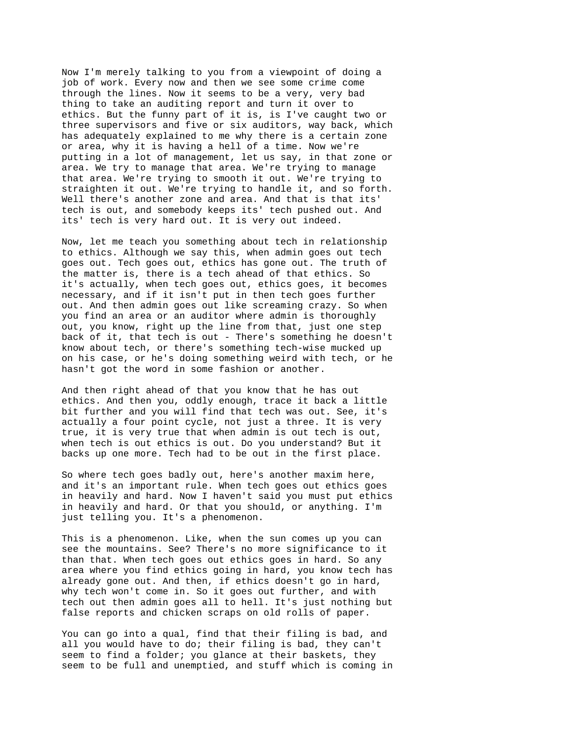Now I'm merely talking to you from a viewpoint of doing a job of work. Every now and then we see some crime come through the lines. Now it seems to be a very, very bad thing to take an auditing report and turn it over to ethics. But the funny part of it is, is I've caught two or three supervisors and five or six auditors, way back, which has adequately explained to me why there is a certain zone or area, why it is having a hell of a time. Now we're putting in a lot of management, let us say, in that zone or area. We try to manage that area. We're trying to manage that area. We're trying to smooth it out. We're trying to straighten it out. We're trying to handle it, and so forth. Well there's another zone and area. And that is that its' tech is out, and somebody keeps its' tech pushed out. And its' tech is very hard out. It is very out indeed.

Now, let me teach you something about tech in relationship to ethics. Although we say this, when admin goes out tech goes out. Tech goes out, ethics has gone out. The truth of the matter is, there is a tech ahead of that ethics. So it's actually, when tech goes out, ethics goes, it becomes necessary, and if it isn't put in then tech goes further out. And then admin goes out like screaming crazy. So when you find an area or an auditor where admin is thoroughly out, you know, right up the line from that, just one step back of it, that tech is out - There's something he doesn't know about tech, or there's something tech-wise mucked up on his case, or he's doing something weird with tech, or he hasn't got the word in some fashion or another.

And then right ahead of that you know that he has out ethics. And then you, oddly enough, trace it back a little bit further and you will find that tech was out. See, it's actually a four point cycle, not just a three. It is very true, it is very true that when admin is out tech is out, when tech is out ethics is out. Do you understand? But it backs up one more. Tech had to be out in the first place.

So where tech goes badly out, here's another maxim here, and it's an important rule. When tech goes out ethics goes in heavily and hard. Now I haven't said you must put ethics in heavily and hard. Or that you should, or anything. I'm just telling you. It's a phenomenon.

This is a phenomenon. Like, when the sun comes up you can see the mountains. See? There's no more significance to it than that. When tech goes out ethics goes in hard. So any area where you find ethics going in hard, you know tech has already gone out. And then, if ethics doesn't go in hard, why tech won't come in. So it goes out further, and with tech out then admin goes all to hell. It's just nothing but false reports and chicken scraps on old rolls of paper.

You can go into a qual, find that their filing is bad, and all you would have to do; their filing is bad, they can't seem to find a folder; you glance at their baskets, they seem to be full and unemptied, and stuff which is coming in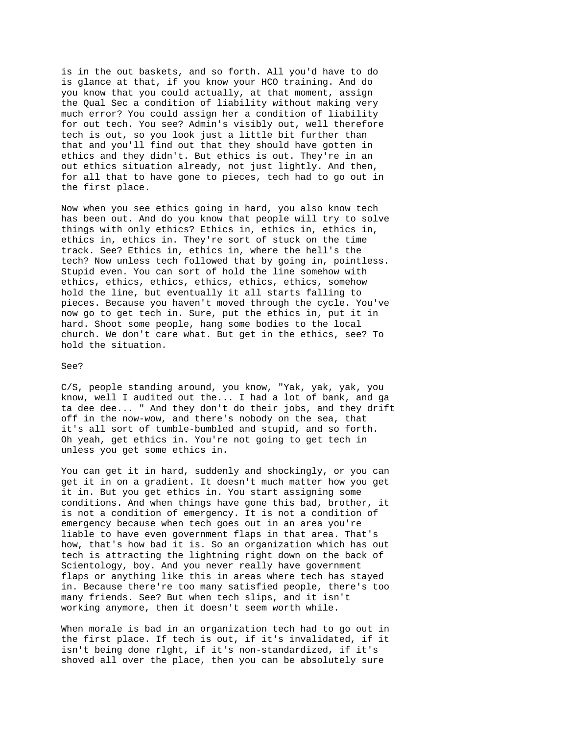is in the out baskets, and so forth. All you'd have to do is glance at that, if you know your HCO training. And do you know that you could actually, at that moment, assign the Qual Sec a condition of liability without making very much error? You could assign her a condition of liability for out tech. You see? Admin's visibly out, well therefore tech is out, so you look just a little bit further than that and you'll find out that they should have gotten in ethics and they didn't. But ethics is out. They're in an out ethics situation already, not just lightly. And then, for all that to have gone to pieces, tech had to go out in the first place.

Now when you see ethics going in hard, you also know tech has been out. And do you know that people will try to solve things with only ethics? Ethics in, ethics in, ethics in, ethics in, ethics in. They're sort of stuck on the time track. See? Ethics in, ethics in, where the hell's the tech? Now unless tech followed that by going in, pointless. Stupid even. You can sort of hold the line somehow with ethics, ethics, ethics, ethics, ethics, ethics, somehow hold the line, but eventually it all starts falling to pieces. Because you haven't moved through the cycle. You've now go to get tech in. Sure, put the ethics in, put it in hard. Shoot some people, hang some bodies to the local church. We don't care what. But get in the ethics, see? To hold the situation.

See?

C/S, people standing around, you know, "Yak, yak, yak, you know, well I audited out the... I had a lot of bank, and ga ta dee dee... " And they don't do their jobs, and they drift off in the now-wow, and there's nobody on the sea, that it's all sort of tumble-bumbled and stupid, and so forth. Oh yeah, get ethics in. You're not going to get tech in unless you get some ethics in.

You can get it in hard, suddenly and shockingly, or you can get it in on a gradient. It doesn't much matter how you get it in. But you get ethics in. You start assigning some conditions. And when things have gone this bad, brother, it is not a condition of emergency. It is not a condition of emergency because when tech goes out in an area you're liable to have even government flaps in that area. That's how, that's how bad it is. So an organization which has out tech is attracting the lightning right down on the back of Scientology, boy. And you never really have government flaps or anything like this in areas where tech has stayed in. Because there're too many satisfied people, there's too many friends. See? But when tech slips, and it isn't working anymore, then it doesn't seem worth while.

When morale is bad in an organization tech had to go out in the first place. If tech is out, if it's invalidated, if it isn't being done rlght, if it's non-standardized, if it's shoved all over the place, then you can be absolutely sure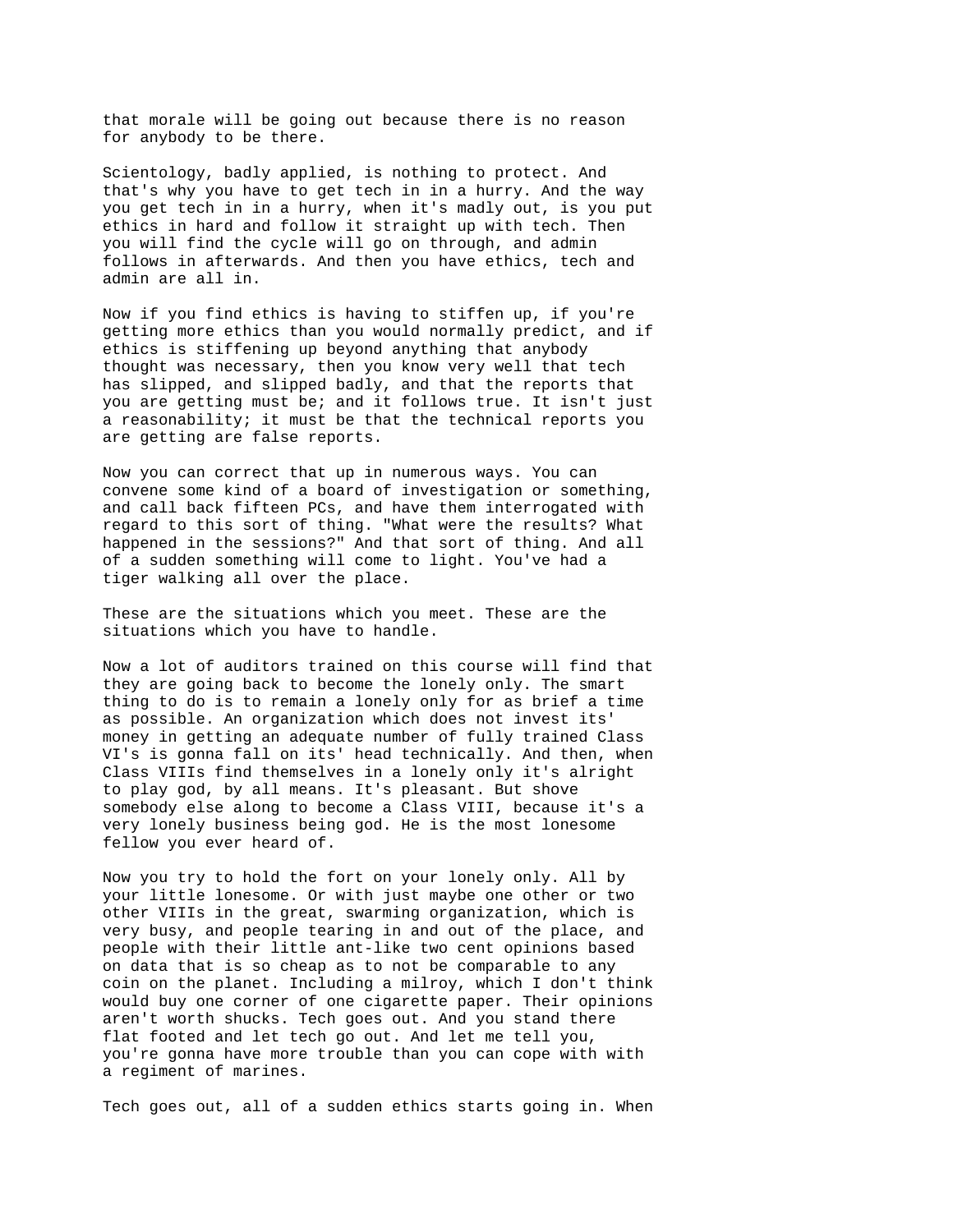that morale will be going out because there is no reason for anybody to be there.

Scientology, badly applied, is nothing to protect. And that's why you have to get tech in in a hurry. And the way you get tech in in a hurry, when it's madly out, is you put ethics in hard and follow it straight up with tech. Then you will find the cycle will go on through, and admin follows in afterwards. And then you have ethics, tech and admin are all in.

Now if you find ethics is having to stiffen up, if you're getting more ethics than you would normally predict, and if ethics is stiffening up beyond anything that anybody thought was necessary, then you know very well that tech has slipped, and slipped badly, and that the reports that you are getting must be; and it follows true. It isn't just a reasonability; it must be that the technical reports you are getting are false reports.

Now you can correct that up in numerous ways. You can convene some kind of a board of investigation or something, and call back fifteen PCs, and have them interrogated with regard to this sort of thing. "What were the results? What happened in the sessions?" And that sort of thing. And all of a sudden something will come to light. You've had a tiger walking all over the place.

These are the situations which you meet. These are the situations which you have to handle.

Now a lot of auditors trained on this course will find that they are going back to become the lonely only. The smart thing to do is to remain a lonely only for as brief a time as possible. An organization which does not invest its' money in getting an adequate number of fully trained Class VI's is gonna fall on its' head technically. And then, when Class VIIIs find themselves in a lonely only it's alright to play god, by all means. It's pleasant. But shove somebody else along to become a Class VIII, because it's a very lonely business being god. He is the most lonesome fellow you ever heard of.

Now you try to hold the fort on your lonely only. All by your little lonesome. Or with just maybe one other or two other VIIIs in the great, swarming organization, which is very busy, and people tearing in and out of the place, and people with their little ant-like two cent opinions based on data that is so cheap as to not be comparable to any coin on the planet. Including a milroy, which I don't think would buy one corner of one cigarette paper. Their opinions aren't worth shucks. Tech goes out. And you stand there flat footed and let tech go out. And let me tell you, you're gonna have more trouble than you can cope with with a regiment of marines.

Tech goes out, all of a sudden ethics starts going in. When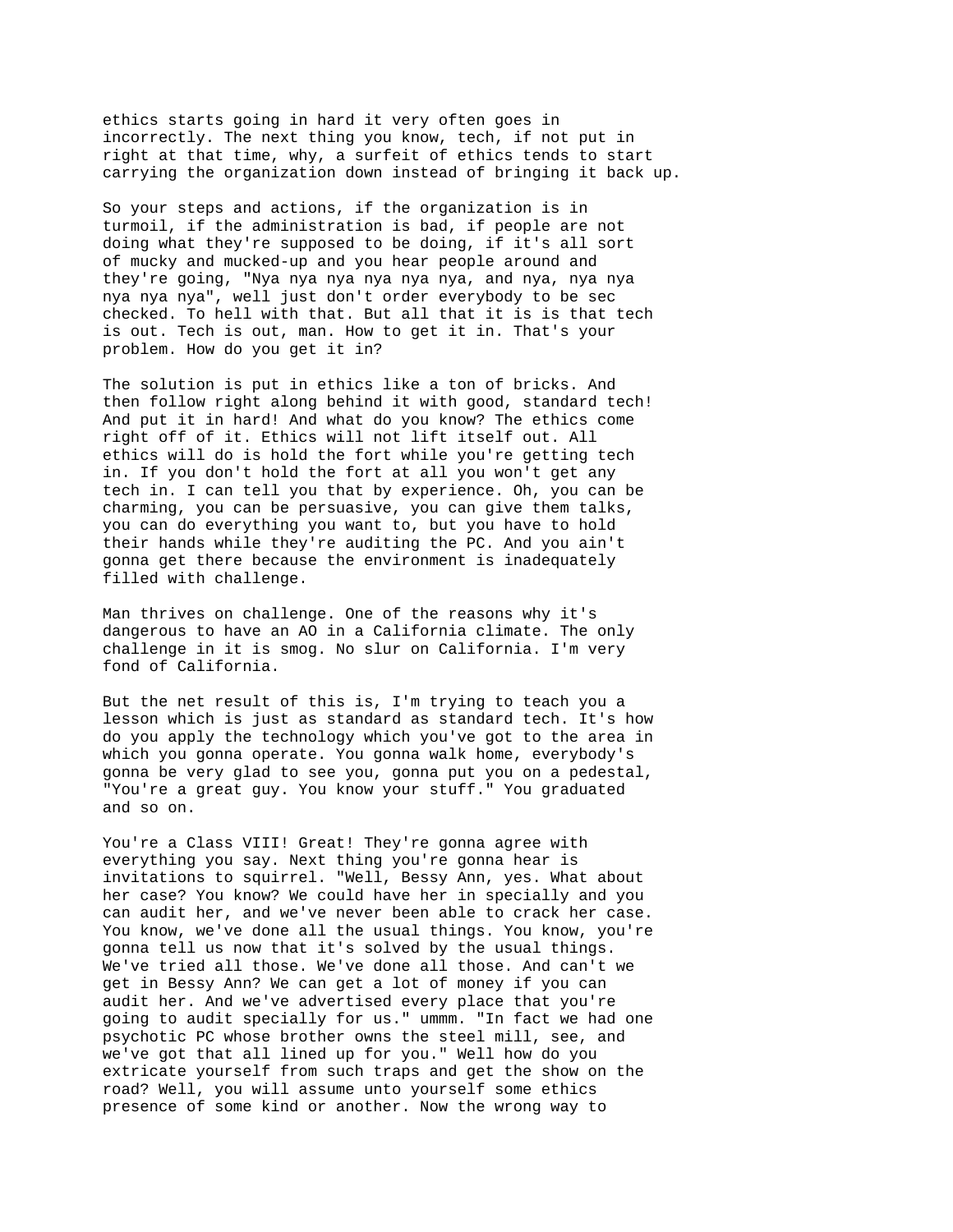ethics starts going in hard it very often goes in incorrectly. The next thing you know, tech, if not put in right at that time, why, a surfeit of ethics tends to start carrying the organization down instead of bringing it back up.

So your steps and actions, if the organization is in turmoil, if the administration is bad, if people are not doing what they're supposed to be doing, if it's all sort of mucky and mucked-up and you hear people around and they're going, "Nya nya nya nya nya nya, and nya, nya nya nya nya nya", well just don't order everybody to be sec checked. To hell with that. But all that it is is that tech is out. Tech is out, man. How to get it in. That's your problem. How do you get it in?

The solution is put in ethics like a ton of bricks. And then follow right along behind it with good, standard tech! And put it in hard! And what do you know? The ethics come right off of it. Ethics will not lift itself out. All ethics will do is hold the fort while you're getting tech in. If you don't hold the fort at all you won't get any tech in. I can tell you that by experience. Oh, you can be charming, you can be persuasive, you can give them talks, you can do everything you want to, but you have to hold their hands while they're auditing the PC. And you ain't gonna get there because the environment is inadequately filled with challenge.

Man thrives on challenge. One of the reasons why it's dangerous to have an AO in a California climate. The only challenge in it is smog. No slur on California. I'm very fond of California.

But the net result of this is, I'm trying to teach you a lesson which is just as standard as standard tech. It's how do you apply the technology which you've got to the area in which you gonna operate. You gonna walk home, everybody's gonna be very glad to see you, gonna put you on a pedestal, "You're a great guy. You know your stuff." You graduated and so on.

You're a Class VIII! Great! They're gonna agree with everything you say. Next thing you're gonna hear is invitations to squirrel. "Well, Bessy Ann, yes. What about her case? You know? We could have her in specially and you can audit her, and we've never been able to crack her case. You know, we've done all the usual things. You know, you're gonna tell us now that it's solved by the usual things. We've tried all those. We've done all those. And can't we get in Bessy Ann? We can get a lot of money if you can audit her. And we've advertised every place that you're going to audit specially for us." ummm. "In fact we had one psychotic PC whose brother owns the steel mill, see, and we've got that all lined up for you." Well how do you extricate yourself from such traps and get the show on the road? Well, you will assume unto yourself some ethics presence of some kind or another. Now the wrong way to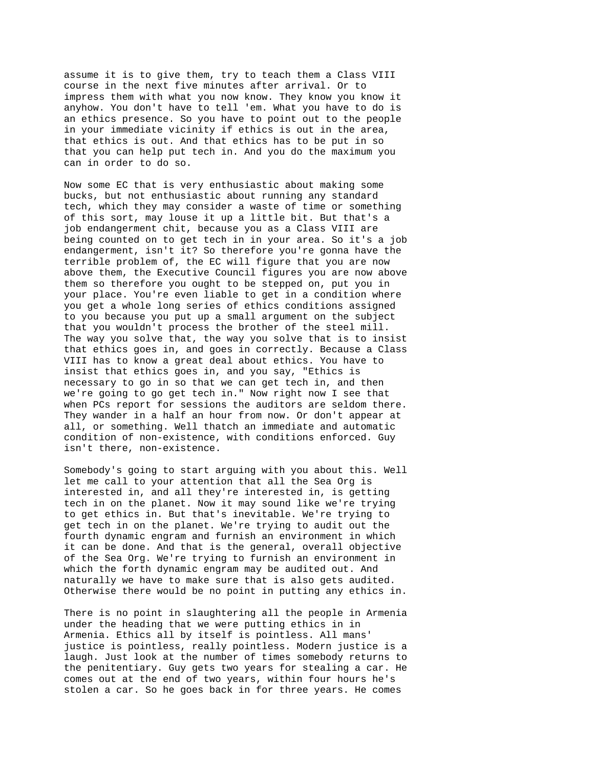assume it is to give them, try to teach them a Class VIII course in the next five minutes after arrival. Or to impress them with what you now know. They know you know it anyhow. You don't have to tell 'em. What you have to do is an ethics presence. So you have to point out to the people in your immediate vicinity if ethics is out in the area, that ethics is out. And that ethics has to be put in so that you can help put tech in. And you do the maximum you can in order to do so.

Now some EC that is very enthusiastic about making some bucks, but not enthusiastic about running any standard tech, which they may consider a waste of time or something of this sort, may louse it up a little bit. But that's a job endangerment chit, because you as a Class VIII are being counted on to get tech in in your area. So it's a job endangerment, isn't it? So therefore you're gonna have the terrible problem of, the EC will figure that you are now above them, the Executive Council figures you are now above them so therefore you ought to be stepped on, put you in your place. You're even liable to get in a condition where you get a whole long series of ethics conditions assigned to you because you put up a small argument on the subject that you wouldn't process the brother of the steel mill. The way you solve that, the way you solve that is to insist that ethics goes in, and goes in correctly. Because a Class VIII has to know a great deal about ethics. You have to insist that ethics goes in, and you say, "Ethics is necessary to go in so that we can get tech in, and then we're going to go get tech in." Now right now I see that when PCs report for sessions the auditors are seldom there. They wander in a half an hour from now. Or don't appear at all, or something. Well thatch an immediate and automatic condition of non-existence, with conditions enforced. Guy isn't there, non-existence.

Somebody's going to start arguing with you about this. Well let me call to your attention that all the Sea Org is interested in, and all they're interested in, is getting tech in on the planet. Now it may sound like we're trying to get ethics in. But that's inevitable. We're trying to get tech in on the planet. We're trying to audit out the fourth dynamic engram and furnish an environment in which it can be done. And that is the general, overall objective of the Sea Org. We're trying to furnish an environment in which the forth dynamic engram may be audited out. And naturally we have to make sure that is also gets audited. Otherwise there would be no point in putting any ethics in.

There is no point in slaughtering all the people in Armenia under the heading that we were putting ethics in in Armenia. Ethics all by itself is pointless. All mans' justice is pointless, really pointless. Modern justice is a laugh. Just look at the number of times somebody returns to the penitentiary. Guy gets two years for stealing a car. He comes out at the end of two years, within four hours he's stolen a car. So he goes back in for three years. He comes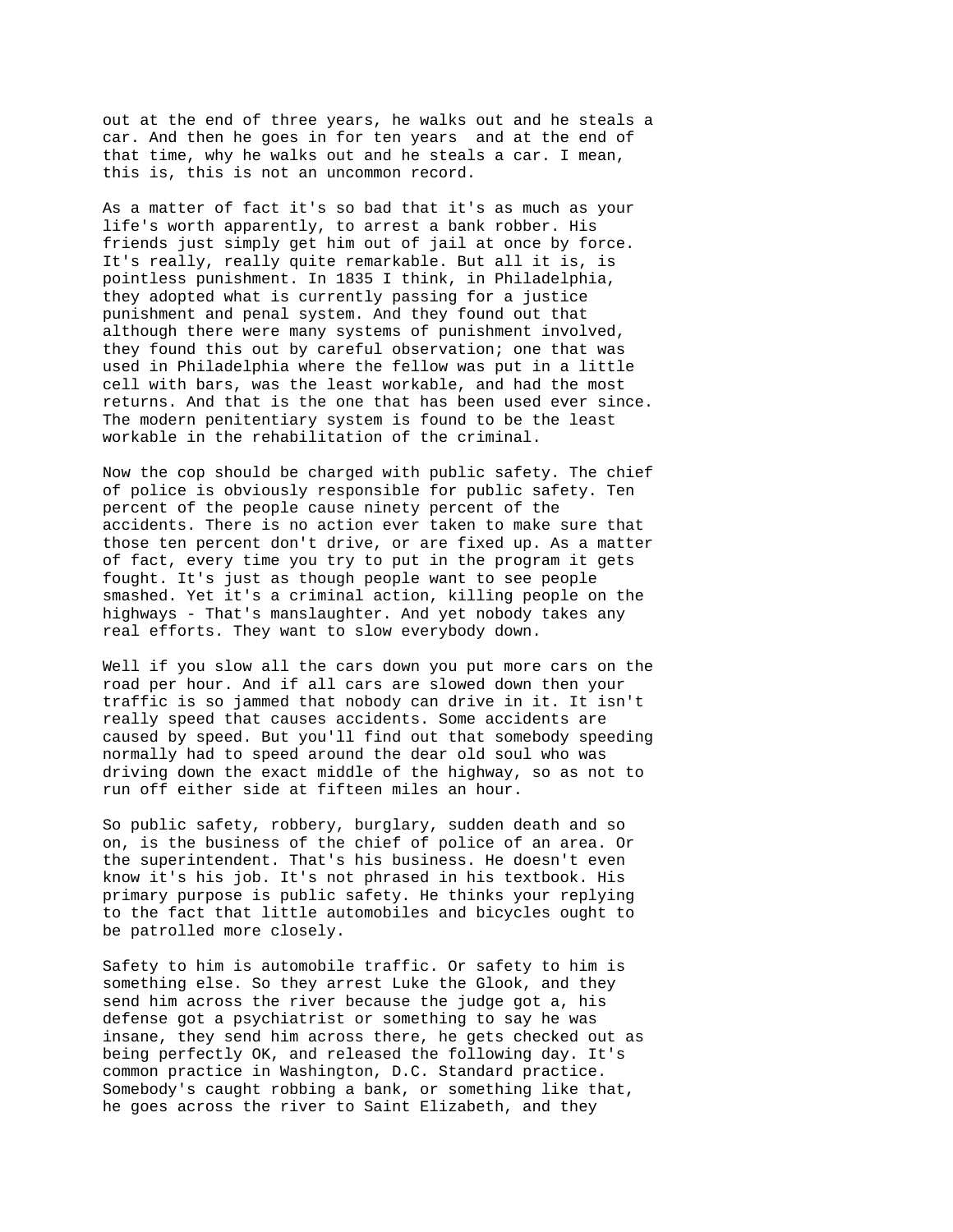out at the end of three years, he walks out and he steals a car. And then he goes in for ten years and at the end of that time, why he walks out and he steals a car. I mean, this is, this is not an uncommon record.

As a matter of fact it's so bad that it's as much as your life's worth apparently, to arrest a bank robber. His friends just simply get him out of jail at once by force. It's really, really quite remarkable. But all it is, is pointless punishment. In 1835 I think, in Philadelphia, they adopted what is currently passing for a justice punishment and penal system. And they found out that although there were many systems of punishment involved, they found this out by careful observation; one that was used in Philadelphia where the fellow was put in a little cell with bars, was the least workable, and had the most returns. And that is the one that has been used ever since. The modern penitentiary system is found to be the least workable in the rehabilitation of the criminal.

Now the cop should be charged with public safety. The chief of police is obviously responsible for public safety. Ten percent of the people cause ninety percent of the accidents. There is no action ever taken to make sure that those ten percent don't drive, or are fixed up. As a matter of fact, every time you try to put in the program it gets fought. It's just as though people want to see people smashed. Yet it's a criminal action, killing people on the highways - That's manslaughter. And yet nobody takes any real efforts. They want to slow everybody down.

Well if you slow all the cars down you put more cars on the road per hour. And if all cars are slowed down then your traffic is so jammed that nobody can drive in it. It isn't really speed that causes accidents. Some accidents are caused by speed. But you'll find out that somebody speeding normally had to speed around the dear old soul who was driving down the exact middle of the highway, so as not to run off either side at fifteen miles an hour.

So public safety, robbery, burglary, sudden death and so on, is the business of the chief of police of an area. Or the superintendent. That's his business. He doesn't even know it's his job. It's not phrased in his textbook. His primary purpose is public safety. He thinks your replying to the fact that little automobiles and bicycles ought to be patrolled more closely.

Safety to him is automobile traffic. Or safety to him is something else. So they arrest Luke the Glook, and they send him across the river because the judge got a, his defense got a psychiatrist or something to say he was insane, they send him across there, he gets checked out as being perfectly OK, and released the following day. It's common practice in Washington, D.C. Standard practice. Somebody's caught robbing a bank, or something like that, he goes across the river to Saint Elizabeth, and they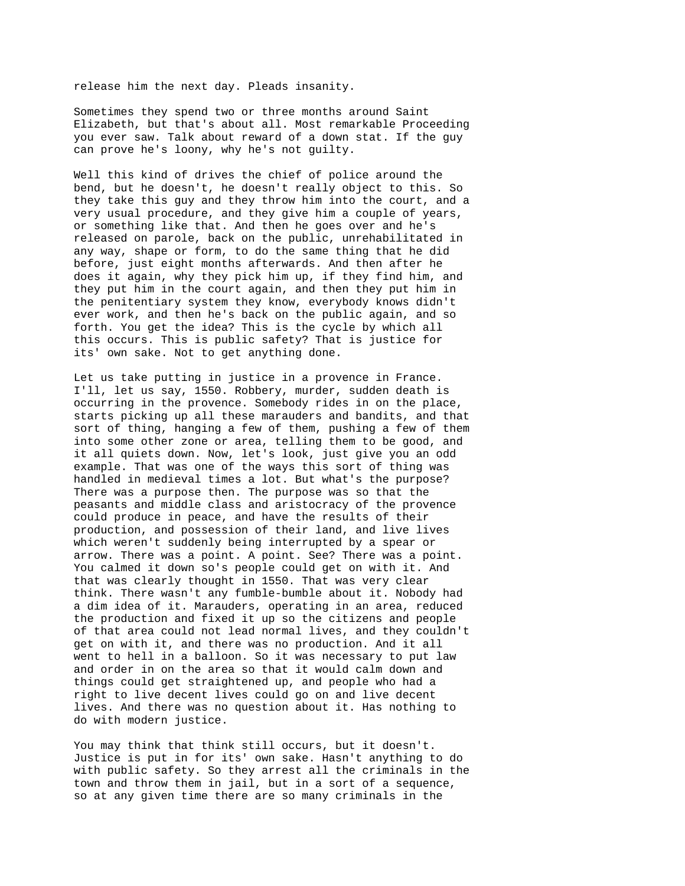release him the next day. Pleads insanity.

Sometimes they spend two or three months around Saint Elizabeth, but that's about all. Most remarkable Proceeding you ever saw. Talk about reward of a down stat. If the guy can prove he's loony, why he's not guilty.

Well this kind of drives the chief of police around the bend, but he doesn't, he doesn't really object to this. So they take this guy and they throw him into the court, and a very usual procedure, and they give him a couple of years, or something like that. And then he goes over and he's released on parole, back on the public, unrehabilitated in any way, shape or form, to do the same thing that he did before, just eight months afterwards. And then after he does it again, why they pick him up, if they find him, and they put him in the court again, and then they put him in the penitentiary system they know, everybody knows didn't ever work, and then he's back on the public again, and so forth. You get the idea? This is the cycle by which all this occurs. This is public safety? That is justice for its' own sake. Not to get anything done.

Let us take putting in justice in a provence in France. I'll, let us say, 1550. Robbery, murder, sudden death is occurring in the provence. Somebody rides in on the place, starts picking up all these marauders and bandits, and that sort of thing, hanging a few of them, pushing a few of them into some other zone or area, telling them to be good, and it all quiets down. Now, let's look, just give you an odd example. That was one of the ways this sort of thing was handled in medieval times a lot. But what's the purpose? There was a purpose then. The purpose was so that the peasants and middle class and aristocracy of the provence could produce in peace, and have the results of their production, and possession of their land, and live lives which weren't suddenly being interrupted by a spear or arrow. There was a point. A point. See? There was a point. You calmed it down so's people could get on with it. And that was clearly thought in 1550. That was very clear think. There wasn't any fumble-bumble about it. Nobody had a dim idea of it. Marauders, operating in an area, reduced the production and fixed it up so the citizens and people of that area could not lead normal lives, and they couldn't get on with it, and there was no production. And it all went to hell in a balloon. So it was necessary to put law and order in on the area so that it would calm down and things could get straightened up, and people who had a right to live decent lives could go on and live decent lives. And there was no question about it. Has nothing to do with modern justice.

You may think that think still occurs, but it doesn't. Justice is put in for its' own sake. Hasn't anything to do with public safety. So they arrest all the criminals in the town and throw them in jail, but in a sort of a sequence, so at any given time there are so many criminals in the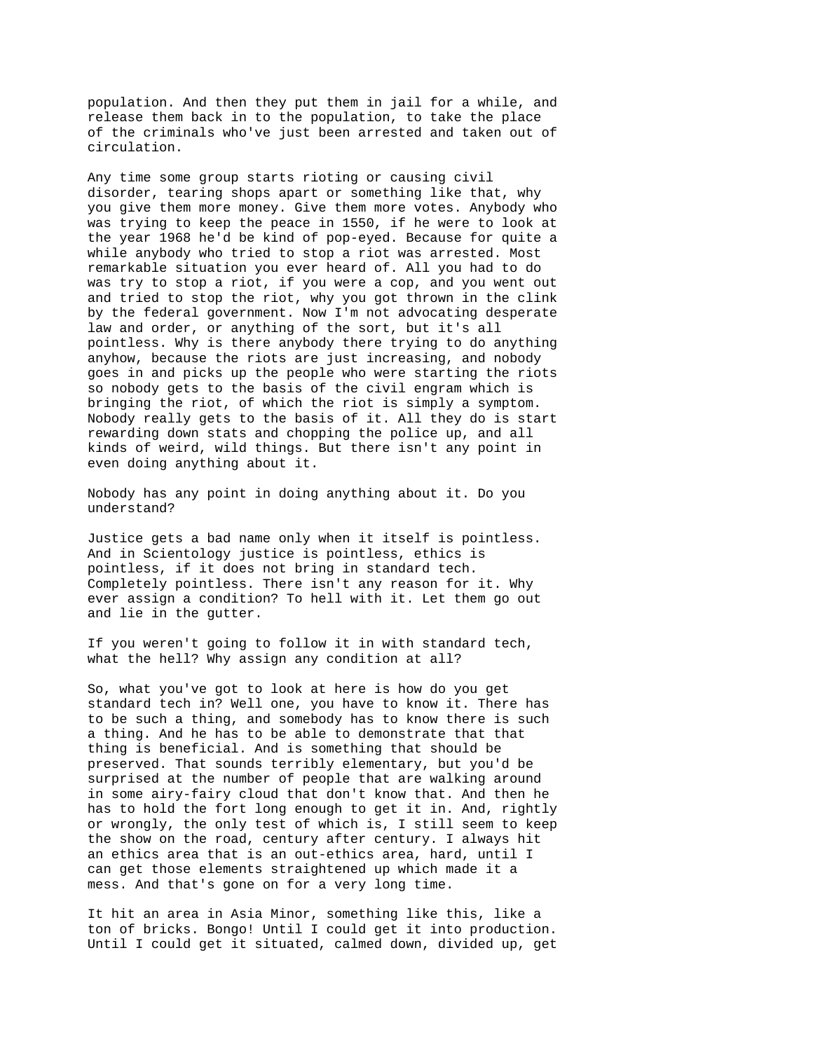population. And then they put them in jail for a while, and release them back in to the population, to take the place of the criminals who've just been arrested and taken out of circulation.

Any time some group starts rioting or causing civil disorder, tearing shops apart or something like that, why you give them more money. Give them more votes. Anybody who was trying to keep the peace in 1550, if he were to look at the year 1968 he'd be kind of pop-eyed. Because for quite a while anybody who tried to stop a riot was arrested. Most remarkable situation you ever heard of. All you had to do was try to stop a riot, if you were a cop, and you went out and tried to stop the riot, why you got thrown in the clink by the federal government. Now I'm not advocating desperate law and order, or anything of the sort, but it's all pointless. Why is there anybody there trying to do anything anyhow, because the riots are just increasing, and nobody goes in and picks up the people who were starting the riots so nobody gets to the basis of the civil engram which is bringing the riot, of which the riot is simply a symptom. Nobody really gets to the basis of it. All they do is start rewarding down stats and chopping the police up, and all kinds of weird, wild things. But there isn't any point in even doing anything about it.

Nobody has any point in doing anything about it. Do you understand?

Justice gets a bad name only when it itself is pointless. And in Scientology justice is pointless, ethics is pointless, if it does not bring in standard tech. Completely pointless. There isn't any reason for it. Why ever assign a condition? To hell with it. Let them go out and lie in the gutter.

If you weren't going to follow it in with standard tech, what the hell? Why assign any condition at all?

So, what you've got to look at here is how do you get standard tech in? Well one, you have to know it. There has to be such a thing, and somebody has to know there is such a thing. And he has to be able to demonstrate that that thing is beneficial. And is something that should be preserved. That sounds terribly elementary, but you'd be surprised at the number of people that are walking around in some airy-fairy cloud that don't know that. And then he has to hold the fort long enough to get it in. And, rightly or wrongly, the only test of which is, I still seem to keep the show on the road, century after century. I always hit an ethics area that is an out-ethics area, hard, until I can get those elements straightened up which made it a mess. And that's gone on for a very long time.

It hit an area in Asia Minor, something like this, like a ton of bricks. Bongo! Until I could get it into production. Until I could get it situated, calmed down, divided up, get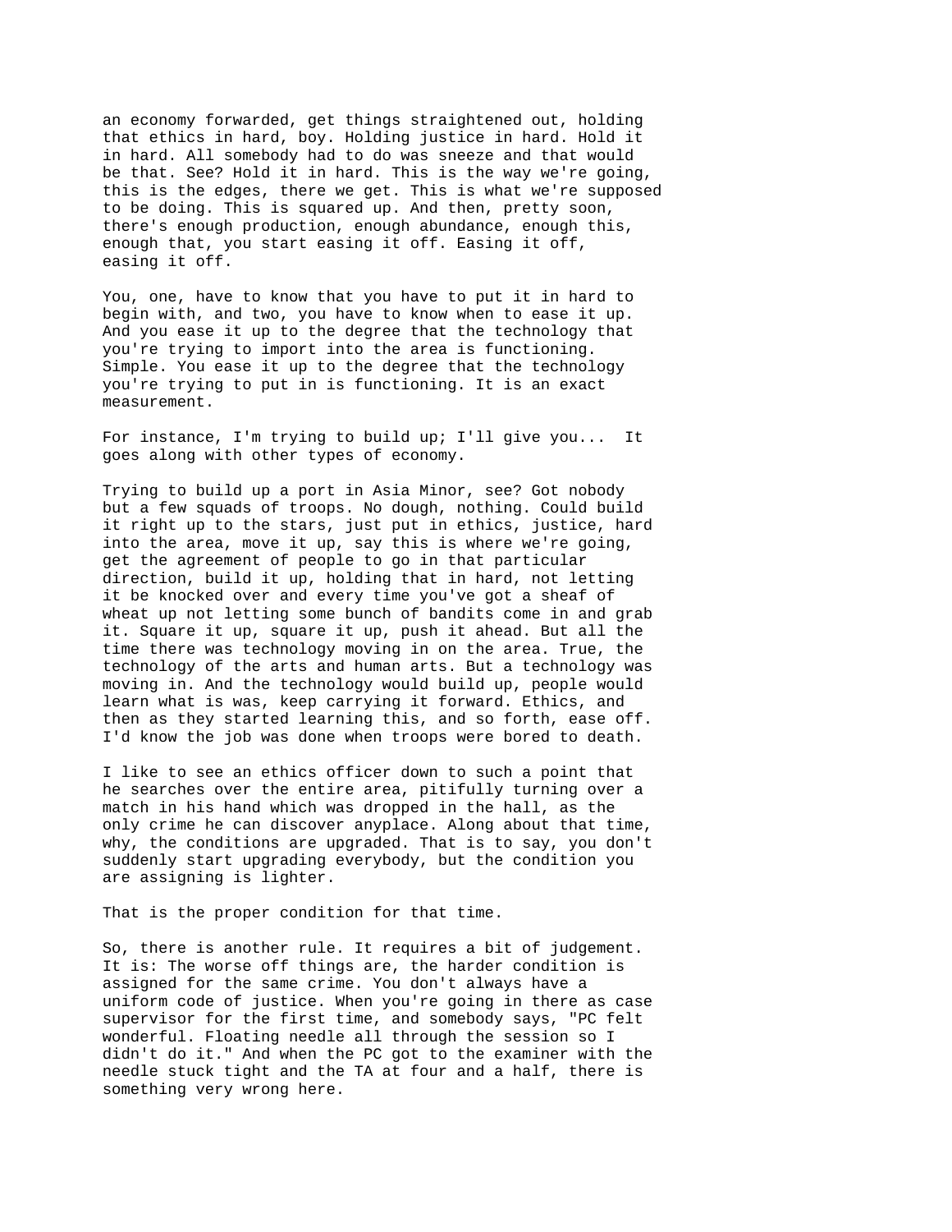an economy forwarded, get things straightened out, holding that ethics in hard, boy. Holding justice in hard. Hold it in hard. All somebody had to do was sneeze and that would be that. See? Hold it in hard. This is the way we're going, this is the edges, there we get. This is what we're supposed to be doing. This is squared up. And then, pretty soon, there's enough production, enough abundance, enough this, enough that, you start easing it off. Easing it off, easing it off.

You, one, have to know that you have to put it in hard to begin with, and two, you have to know when to ease it up. And you ease it up to the degree that the technology that you're trying to import into the area is functioning. Simple. You ease it up to the degree that the technology you're trying to put in is functioning. It is an exact measurement.

For instance, I'm trying to build up; I'll give you... It goes along with other types of economy.

Trying to build up a port in Asia Minor, see? Got nobody but a few squads of troops. No dough, nothing. Could build it right up to the stars, just put in ethics, justice, hard into the area, move it up, say this is where we're going, get the agreement of people to go in that particular direction, build it up, holding that in hard, not letting it be knocked over and every time you've got a sheaf of wheat up not letting some bunch of bandits come in and grab it. Square it up, square it up, push it ahead. But all the time there was technology moving in on the area. True, the technology of the arts and human arts. But a technology was moving in. And the technology would build up, people would learn what is was, keep carrying it forward. Ethics, and then as they started learning this, and so forth, ease off. I'd know the job was done when troops were bored to death.

I like to see an ethics officer down to such a point that he searches over the entire area, pitifully turning over a match in his hand which was dropped in the hall, as the only crime he can discover anyplace. Along about that time, why, the conditions are upgraded. That is to say, you don't suddenly start upgrading everybody, but the condition you are assigning is lighter.

That is the proper condition for that time.

So, there is another rule. It requires a bit of judgement. It is: The worse off things are, the harder condition is assigned for the same crime. You don't always have a uniform code of justice. When you're going in there as case supervisor for the first time, and somebody says, "PC felt wonderful. Floating needle all through the session so I didn't do it." And when the PC got to the examiner with the needle stuck tight and the TA at four and a half, there is something very wrong here.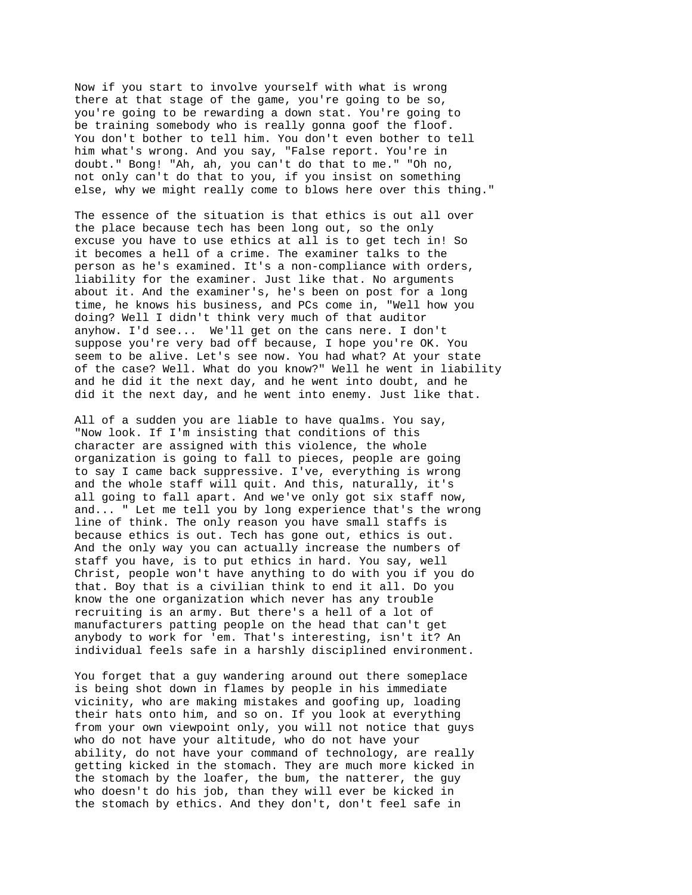Now if you start to involve yourself with what is wrong there at that stage of the game, you're going to be so, you're going to be rewarding a down stat. You're going to be training somebody who is really gonna goof the floof. You don't bother to tell him. You don't even bother to tell him what's wrong. And you say, "False report. You're in doubt." Bong! "Ah, ah, you can't do that to me." "Oh no, not only can't do that to you, if you insist on something else, why we might really come to blows here over this thing."

The essence of the situation is that ethics is out all over the place because tech has been long out, so the only excuse you have to use ethics at all is to get tech in! So it becomes a hell of a crime. The examiner talks to the person as he's examined. It's a non-compliance with orders, liability for the examiner. Just like that. No arguments about it. And the examiner's, he's been on post for a long time, he knows his business, and PCs come in, "Well how you doing? Well I didn't think very much of that auditor anyhow. I'd see... We'll get on the cans nere. I don't suppose you're very bad off because, I hope you're OK. You seem to be alive. Let's see now. You had what? At your state of the case? Well. What do you know?" Well he went in liability and he did it the next day, and he went into doubt, and he did it the next day, and he went into enemy. Just like that.

All of a sudden you are liable to have qualms. You say, "Now look. If I'm insisting that conditions of this character are assigned with this violence, the whole organization is going to fall to pieces, people are going to say I came back suppressive. I've, everything is wrong and the whole staff will quit. And this, naturally, it's all going to fall apart. And we've only got six staff now, and... " Let me tell you by long experience that's the wrong line of think. The only reason you have small staffs is because ethics is out. Tech has gone out, ethics is out. And the only way you can actually increase the numbers of staff you have, is to put ethics in hard. You say, well Christ, people won't have anything to do with you if you do that. Boy that is a civilian think to end it all. Do you know the one organization which never has any trouble recruiting is an army. But there's a hell of a lot of manufacturers patting people on the head that can't get anybody to work for 'em. That's interesting, isn't it? An individual feels safe in a harshly disciplined environment.

You forget that a guy wandering around out there someplace is being shot down in flames by people in his immediate vicinity, who are making mistakes and goofing up, loading their hats onto him, and so on. If you look at everything from your own viewpoint only, you will not notice that guys who do not have your altitude, who do not have your ability, do not have your command of technology, are really getting kicked in the stomach. They are much more kicked in the stomach by the loafer, the bum, the natterer, the guy who doesn't do his job, than they will ever be kicked in the stomach by ethics. And they don't, don't feel safe in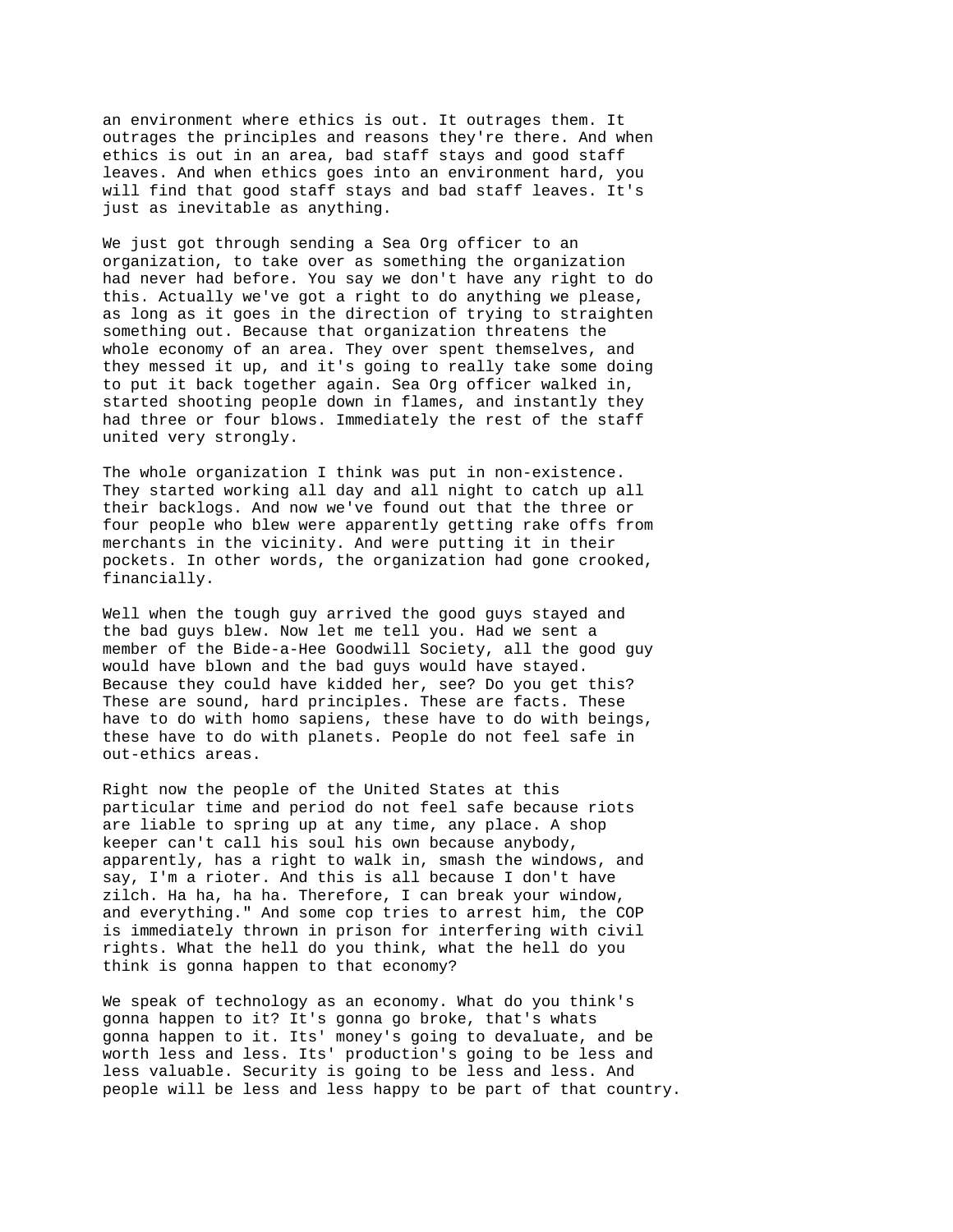an environment where ethics is out. It outrages them. It outrages the principles and reasons they're there. And when ethics is out in an area, bad staff stays and good staff leaves. And when ethics goes into an environment hard, you will find that good staff stays and bad staff leaves. It's just as inevitable as anything.

We just got through sending a Sea Org officer to an organization, to take over as something the organization had never had before. You say we don't have any right to do this. Actually we've got a right to do anything we please, as long as it goes in the direction of trying to straighten something out. Because that organization threatens the whole economy of an area. They over spent themselves, and they messed it up, and it's going to really take some doing to put it back together again. Sea Org officer walked in, started shooting people down in flames, and instantly they had three or four blows. Immediately the rest of the staff united very strongly.

The whole organization I think was put in non-existence. They started working all day and all night to catch up all their backlogs. And now we've found out that the three or four people who blew were apparently getting rake offs from merchants in the vicinity. And were putting it in their pockets. In other words, the organization had gone crooked, financially.

Well when the tough guy arrived the good guys stayed and the bad guys blew. Now let me tell you. Had we sent a member of the Bide-a-Hee Goodwill Society, all the good guy would have blown and the bad guys would have stayed. Because they could have kidded her, see? Do you get this? These are sound, hard principles. These are facts. These have to do with homo sapiens, these have to do with beings, these have to do with planets. People do not feel safe in out-ethics areas.

Right now the people of the United States at this particular time and period do not feel safe because riots are liable to spring up at any time, any place. A shop keeper can't call his soul his own because anybody, apparently, has a right to walk in, smash the windows, and say, I'm a rioter. And this is all because I don't have zilch. Ha ha, ha ha. Therefore, I can break your window, and everything." And some cop tries to arrest him, the COP is immediately thrown in prison for interfering with civil rights. What the hell do you think, what the hell do you think is gonna happen to that economy?

We speak of technology as an economy. What do you think's gonna happen to it? It's gonna go broke, that's whats gonna happen to it. Its' money's going to devaluate, and be worth less and less. Its' production's going to be less and less valuable. Security is going to be less and less. And people will be less and less happy to be part of that country.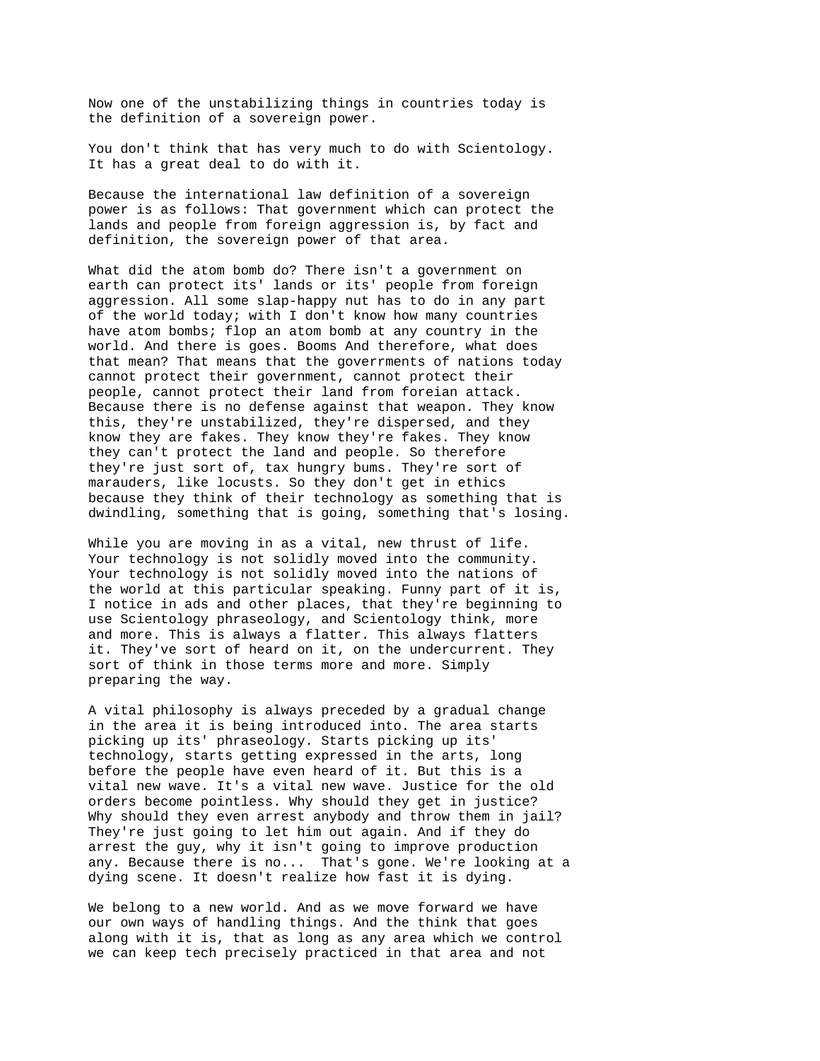Now one of the unstabilizing things in countries today is the definition of a sovereign power.

You don't think that has very much to do with Scientology. It has a great deal to do with it.

Because the international law definition of a sovereign power is as follows: That government which can protect the lands and people from foreign aggression is, by fact and definition, the sovereign power of that area.

What did the atom bomb do? There isn't a government on earth can protect its' lands or its' people from foreign aggression. All some slap-happy nut has to do in any part of the world today; with I don't know how many countries have atom bombs; flop an atom bomb at any country in the world. And there is goes. Booms And therefore, what does that mean? That means that the goverrments of nations today cannot protect their government, cannot protect their people, cannot protect their land from foreian attack. Because there is no defense against that weapon. They know this, they're unstabilized, they're dispersed, and they know they are fakes. They know they're fakes. They know they can't protect the land and people. So therefore they're just sort of, tax hungry bums. They're sort of marauders, like locusts. So they don't get in ethics because they think of their technology as something that is dwindling, something that is going, something that's losing.

While you are moving in as a vital, new thrust of life. Your technology is not solidly moved into the community. Your technology is not solidly moved into the nations of the world at this particular speaking. Funny part of it is, I notice in ads and other places, that they're beginning to use Scientology phraseology, and Scientology think, more and more. This is always a flatter. This always flatters it. They've sort of heard on it, on the undercurrent. They sort of think in those terms more and more. Simply preparing the way.

A vital philosophy is always preceded by a gradual change in the area it is being introduced into. The area starts picking up its' phraseology. Starts picking up its' technology, starts getting expressed in the arts, long before the people have even heard of it. But this is a vital new wave. It's a vital new wave. Justice for the old orders become pointless. Why should they get in justice? Why should they even arrest anybody and throw them in jail? They're just going to let him out again. And if they do arrest the guy, why it isn't going to improve production any. Because there is no... That's gone. We're looking at a dying scene. It doesn't realize how fast it is dying.

We belong to a new world. And as we move forward we have our own ways of handling things. And the think that goes along with it is, that as long as any area which we control we can keep tech precisely practiced in that area and not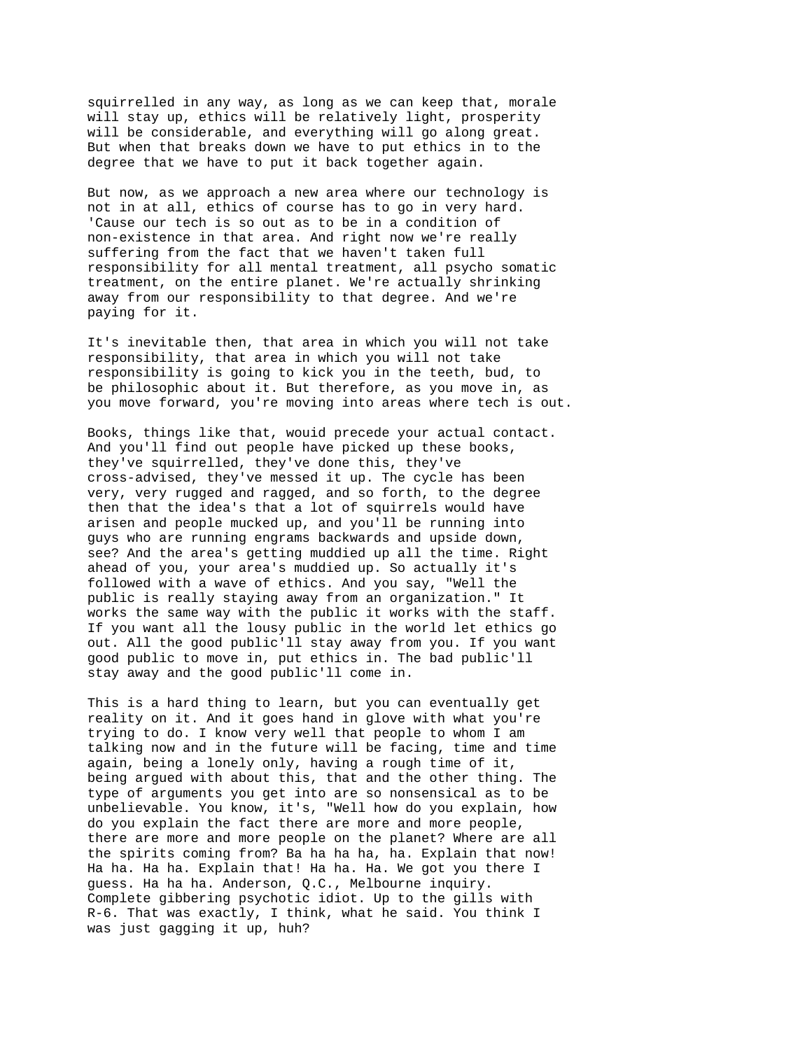squirrelled in any way, as long as we can keep that, morale will stay up, ethics will be relatively light, prosperity will be considerable, and everything will go along great. But when that breaks down we have to put ethics in to the degree that we have to put it back together again.

But now, as we approach a new area where our technology is not in at all, ethics of course has to go in very hard. 'Cause our tech is so out as to be in a condition of non-existence in that area. And right now we're really suffering from the fact that we haven't taken full responsibility for all mental treatment, all psycho somatic treatment, on the entire planet. We're actually shrinking away from our responsibility to that degree. And we're paying for it.

It's inevitable then, that area in which you will not take responsibility, that area in which you will not take responsibility is going to kick you in the teeth, bud, to be philosophic about it. But therefore, as you move in, as you move forward, you're moving into areas where tech is out.

Books, things like that, wouid precede your actual contact. And you'll find out people have picked up these books, they've squirrelled, they've done this, they've cross-advised, they've messed it up. The cycle has been very, very rugged and ragged, and so forth, to the degree then that the idea's that a lot of squirrels would have arisen and people mucked up, and you'll be running into guys who are running engrams backwards and upside down, see? And the area's getting muddied up all the time. Right ahead of you, your area's muddied up. So actually it's followed with a wave of ethics. And you say, "Well the public is really staying away from an organization." It works the same way with the public it works with the staff. If you want all the lousy public in the world let ethics go out. All the good public'll stay away from you. If you want good public to move in, put ethics in. The bad public'll stay away and the good public'll come in.

This is a hard thing to learn, but you can eventually get reality on it. And it goes hand in glove with what you're trying to do. I know very well that people to whom I am talking now and in the future will be facing, time and time again, being a lonely only, having a rough time of it, being argued with about this, that and the other thing. The type of arguments you get into are so nonsensical as to be unbelievable. You know, it's, "Well how do you explain, how do you explain the fact there are more and more people, there are more and more people on the planet? Where are all the spirits coming from? Ba ha ha ha, ha. Explain that now! Ha ha. Ha ha. Explain that! Ha ha. Ha. We got you there I guess. Ha ha ha. Anderson, Q.C., Melbourne inquiry. Complete gibbering psychotic idiot. Up to the gills with R-6. That was exactly, I think, what he said. You think I was just gagging it up, huh?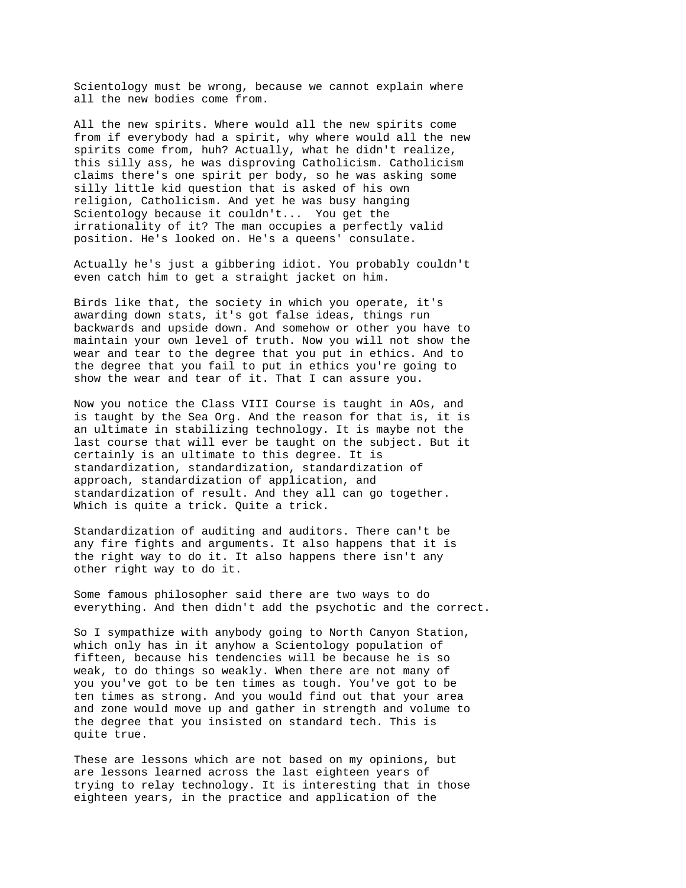Scientology must be wrong, because we cannot explain where all the new bodies come from.

All the new spirits. Where would all the new spirits come from if everybody had a spirit, why where would all the new spirits come from, huh? Actually, what he didn't realize, this silly ass, he was disproving Catholicism. Catholicism claims there's one spirit per body, so he was asking some silly little kid question that is asked of his own religion, Catholicism. And yet he was busy hanging Scientology because it couldn't...  You get the irrationality of it? The man occupies a perfectly valid position. He's looked on. He's a queens' consulate.

Actually he's just a gibbering idiot. You probably couldn't even catch him to get a straight jacket on him.

Birds like that, the society in which you operate, it's awarding down stats, it's got false ideas, things run backwards and upside down. And somehow or other you have to maintain your own level of truth. Now you will not show the wear and tear to the degree that you put in ethics. And to the degree that you fail to put in ethics you're going to show the wear and tear of it. That I can assure you.

Now you notice the Class VIII Course is taught in AOs, and is taught by the Sea Org. And the reason for that is, it is an ultimate in stabilizing technology. It is maybe not the last course that will ever be taught on the subject. But it certainly is an ultimate to this degree. It is standardization, standardization, standardization of approach, standardization of application, and standardization of result. And they all can go together. Which is quite a trick. Quite a trick.

Standardization of auditing and auditors. There can't be any fire fights and arguments. It also happens that it is the right way to do it. It also happens there isn't any other right way to do it.

Some famous philosopher said there are two ways to do everything. And then didn't add the psychotic and the correct.

So I sympathize with anybody going to North Canyon Station, which only has in it anyhow a Scientology population of fifteen, because his tendencies will be because he is so weak, to do things so weakly. When there are not many of you you've got to be ten times as tough. You've got to be ten times as strong. And you would find out that your area and zone would move up and gather in strength and volume to the degree that you insisted on standard tech. This is quite true.

These are lessons which are not based on my opinions, but are lessons learned across the last eighteen years of trying to relay technology. It is interesting that in those eighteen years, in the practice and application of the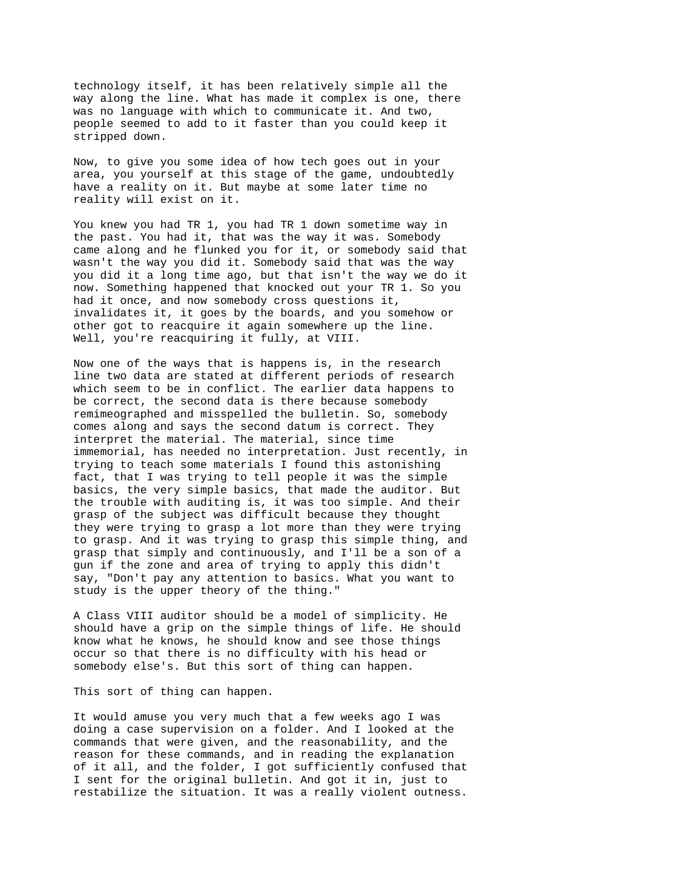technology itself, it has been relatively simple all the way along the line. What has made it complex is one, there was no language with which to communicate it. And two, people seemed to add to it faster than you could keep it stripped down.

Now, to give you some idea of how tech goes out in your area, you yourself at this stage of the game, undoubtedly have a reality on it. But maybe at some later time no reality will exist on it.

You knew you had TR 1, you had TR 1 down sometime way in the past. You had it, that was the way it was. Somebody came along and he flunked you for it, or somebody said that wasn't the way you did it. Somebody said that was the way you did it a long time ago, but that isn't the way we do it now. Something happened that knocked out your TR 1. So you had it once, and now somebody cross questions it, invalidates it, it goes by the boards, and you somehow or other got to reacquire it again somewhere up the line. Well, you're reacquiring it fully, at VIII.

Now one of the ways that is happens is, in the research line two data are stated at different periods of research which seem to be in conflict. The earlier data happens to be correct, the second data is there because somebody remimeographed and misspelled the bulletin. So, somebody comes along and says the second datum is correct. They interpret the material. The material, since time immemorial, has needed no interpretation. Just recently, in trying to teach some materials I found this astonishing fact, that I was trying to tell people it was the simple basics, the very simple basics, that made the auditor. But the trouble with auditing is, it was too simple. And their grasp of the subject was difficult because they thought they were trying to grasp a lot more than they were trying to grasp. And it was trying to grasp this simple thing, and grasp that simply and continuously, and I'll be a son of a gun if the zone and area of trying to apply this didn't say, "Don't pay any attention to basics. What you want to study is the upper theory of the thing."

A Class VIII auditor should be a model of simplicity. He should have a grip on the simple things of life. He should know what he knows, he should know and see those things occur so that there is no difficulty with his head or somebody else's. But this sort of thing can happen.

This sort of thing can happen.

It would amuse you very much that a few weeks ago I was doing a case supervision on a folder. And I looked at the commands that were given, and the reasonability, and the reason for these commands, and in reading the explanation of it all, and the folder, I got sufficiently confused that I sent for the original bulletin. And got it in, just to restabilize the situation. It was a really violent outness.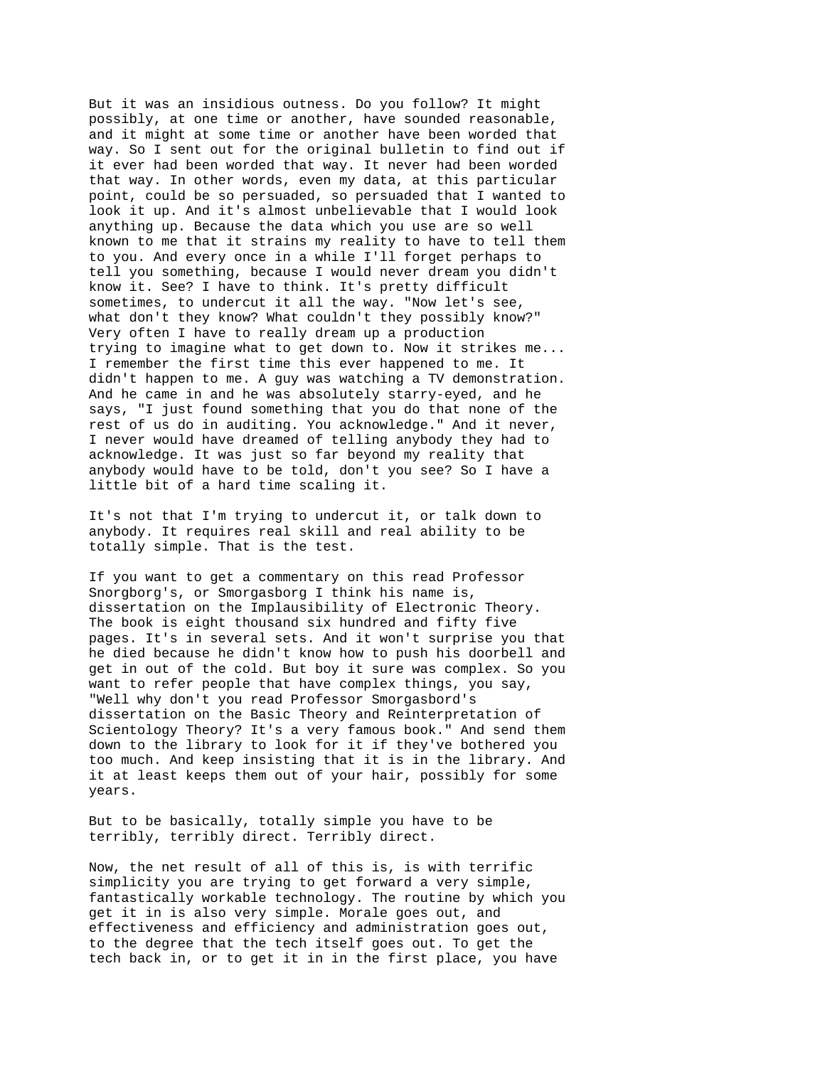But it was an insidious outness. Do you follow? It might possibly, at one time or another, have sounded reasonable, and it might at some time or another have been worded that way. So I sent out for the original bulletin to find out if it ever had been worded that way. It never had been worded that way. In other words, even my data, at this particular point, could be so persuaded, so persuaded that I wanted to look it up. And it's almost unbelievable that I would look anything up. Because the data which you use are so well known to me that it strains my reality to have to tell them to you. And every once in a while I'll forget perhaps to tell you something, because I would never dream you didn't know it. See? I have to think. It's pretty difficult sometimes, to undercut it all the way. "Now let's see, what don't they know? What couldn't they possibly know?" Very often I have to really dream up a production trying to imagine what to get down to. Now it strikes me... I remember the first time this ever happened to me. It didn't happen to me. A guy was watching a TV demonstration. And he came in and he was absolutely starry-eyed, and he says, "I just found something that you do that none of the rest of us do in auditing. You acknowledge." And it never, I never would have dreamed of telling anybody they had to acknowledge. It was just so far beyond my reality that anybody would have to be told, don't you see? So I have a little bit of a hard time scaling it.

It's not that I'm trying to undercut it, or talk down to anybody. It requires real skill and real ability to be totally simple. That is the test.

If you want to get a commentary on this read Professor Snorgborg's, or Smorgasborg I think his name is, dissertation on the Implausibility of Electronic Theory. The book is eight thousand six hundred and fifty five pages. It's in several sets. And it won't surprise you that he died because he didn't know how to push his doorbell and get in out of the cold. But boy it sure was complex. So you want to refer people that have complex things, you say, "Well why don't you read Professor Smorgasbord's dissertation on the Basic Theory and Reinterpretation of Scientology Theory? It's a very famous book." And send them down to the library to look for it if they've bothered you too much. And keep insisting that it is in the library. And it at least keeps them out of your hair, possibly for some years.

But to be basically, totally simple you have to be terribly, terribly direct. Terribly direct.

Now, the net result of all of this is, is with terrific simplicity you are trying to get forward a very simple, fantastically workable technology. The routine by which you get it in is also very simple. Morale goes out, and effectiveness and efficiency and administration goes out, to the degree that the tech itself goes out. To get the tech back in, or to get it in in the first place, you have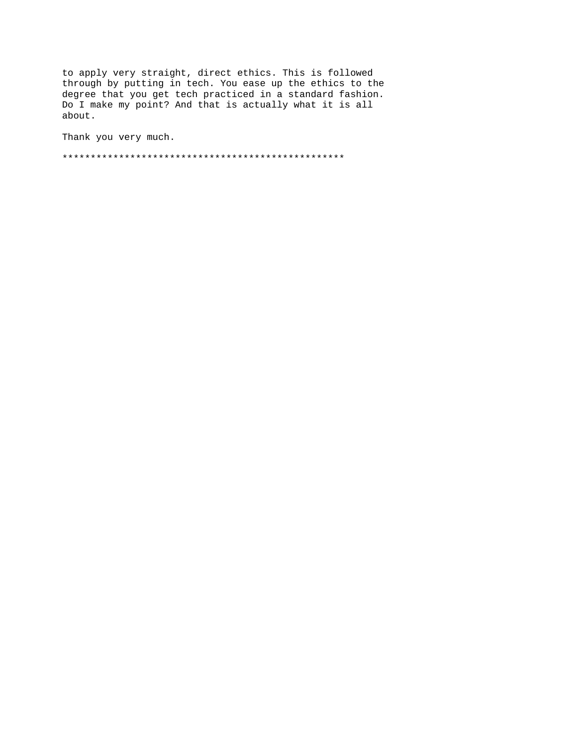to apply very straight, direct ethics. This is followed through by putting in tech. You ease up the ethics to the degree that you get tech practiced in a standard fashion. Do I make my point? And that is actually what it is all about.

Thank you very much.

**************************************************